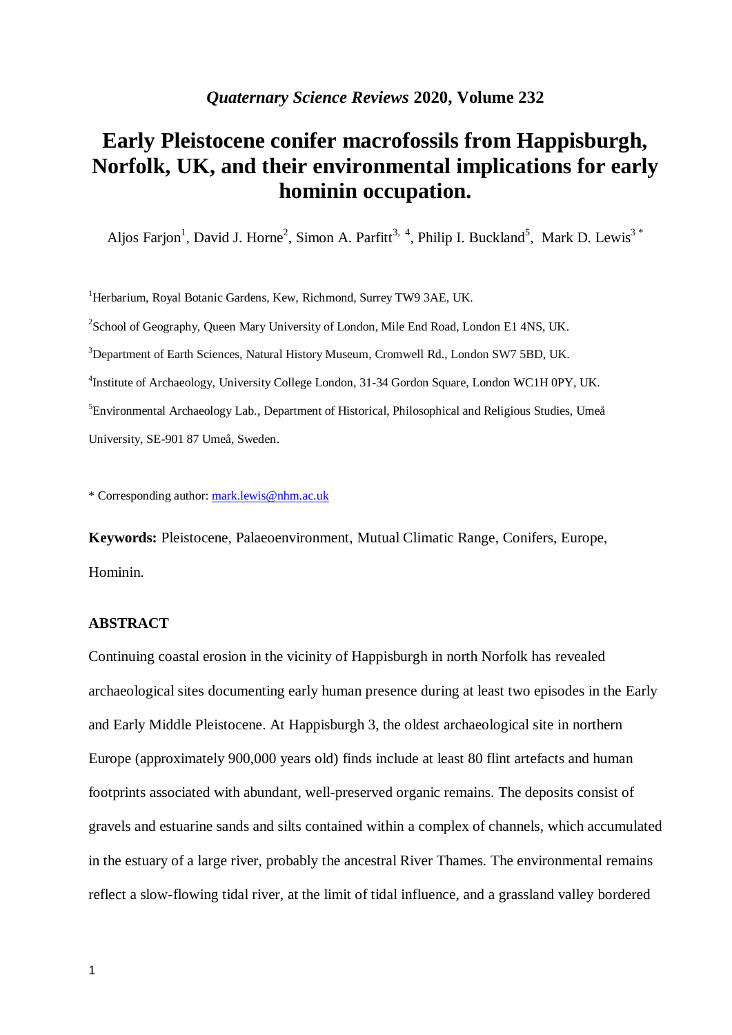*Quaternary Science Reviews* **2020, Volume 232**

# Early Pleistocene conifer macrofossils from Happisburgh, Norfolk, UK, and their environmental implications for early hominin occupation.

Aljos Farjon[1], David J. Horne[2], Simon A. Parfitt[3, 4], Philip I. Buckland[5], Mark D. Lewis[3 *]

[1]Herbarium, Royal Botanic Gardens, Kew, Richmond, Surrey TW9 3AE, UK.

[2]School of Geography, Queen Mary University of London, Mile End Road, London E1 4NS, UK.

[3]Department of Earth Sciences, Natural History Museum, Cromwell Rd., London SW7 5BD, UK.

[4]Institute of Archaeology, University College London, 31-34 Gordon Square, London WC1H 0PY, UK.

[5]Environmental Archaeology Lab., Department of Historical, Philosophical and Religious Studies, Umeå University, SE-901 87 Umeå, Sweden.

\* Corresponding author: mark.lewis@nhm.ac.uk

**Keywords:** Pleistocene, Palaeoenvironment, Mutual Climatic Range, Conifers, Europe, Hominin.

## ABSTRACT

Continuing coastal erosion in the vicinity of Happisburgh in north Norfolk has revealed archaeological sites documenting early human presence during at least two episodes in the Early and Early Middle Pleistocene. At Happisburgh 3, the oldest archaeological site in northern Europe (approximately 900,000 years old) finds include at least 80 flint artefacts and human footprints associated with abundant, well-preserved organic remains. The deposits consist of gravels and estuarine sands and silts contained within a complex of channels, which accumulated in the estuary of a large river, probably the ancestral River Thames. The environmental remains reflect a slow-flowing tidal river, at the limit of tidal influence, and a grassland valley bordered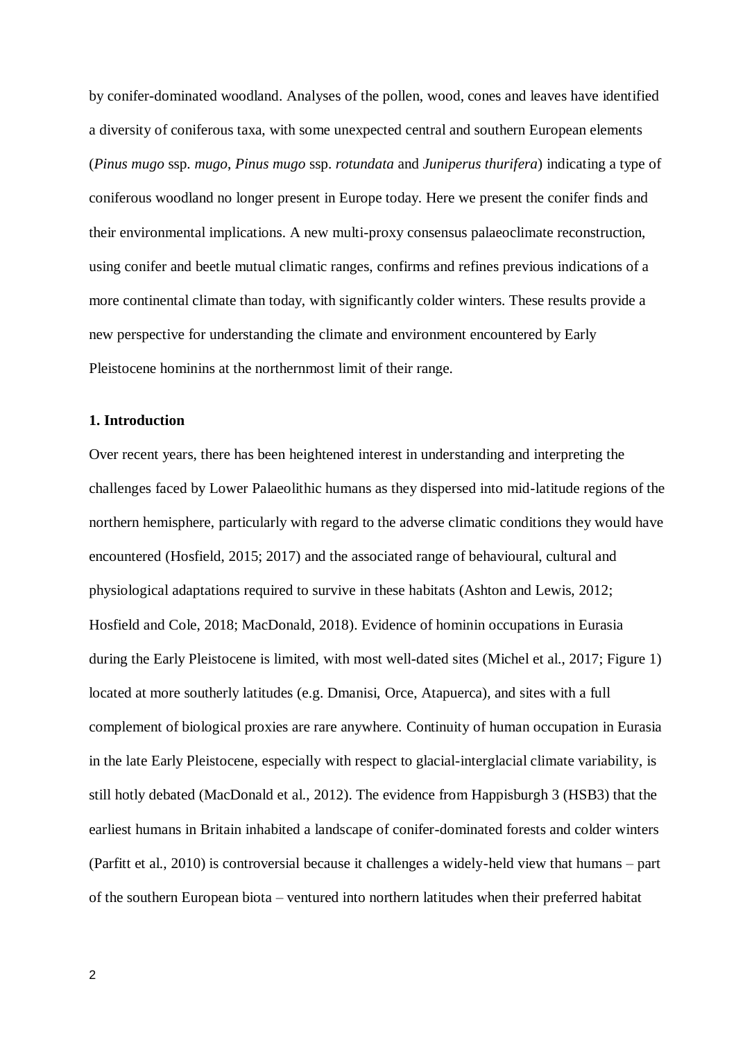by conifer-dominated woodland. Analyses of the pollen, wood, cones and leaves have identified a diversity of coniferous taxa, with some unexpected central and southern European elements (*Pinus mugo* ssp. *mugo*, *Pinus mugo* ssp. *rotundata* and *Juniperus thurifera*) indicating a type of coniferous woodland no longer present in Europe today. Here we present the conifer finds and their environmental implications. A new multi-proxy consensus palaeoclimate reconstruction, using conifer and beetle mutual climatic ranges, confirms and refines previous indications of a more continental climate than today, with significantly colder winters. These results provide a new perspective for understanding the climate and environment encountered by Early Pleistocene hominins at the northernmost limit of their range.

## 1. Introduction

Over recent years, there has been heightened interest in understanding and interpreting the challenges faced by Lower Palaeolithic humans as they dispersed into mid-latitude regions of the northern hemisphere, particularly with regard to the adverse climatic conditions they would have encountered (Hosfield, 2015; 2017) and the associated range of behavioural, cultural and physiological adaptations required to survive in these habitats (Ashton and Lewis, 2012; Hosfield and Cole, 2018; MacDonald, 2018). Evidence of hominin occupations in Eurasia during the Early Pleistocene is limited, with most well-dated sites (Michel et al., 2017; Figure 1) located at more southerly latitudes (e.g. Dmanisi, Orce, Atapuerca), and sites with a full complement of biological proxies are rare anywhere. Continuity of human occupation in Eurasia in the late Early Pleistocene, especially with respect to glacial-interglacial climate variability, is still hotly debated (MacDonald et al., 2012). The evidence from Happisburgh 3 (HSB3) that the earliest humans in Britain inhabited a landscape of conifer-dominated forests and colder winters (Parfitt et al., 2010) is controversial because it challenges a widely-held view that humans – part of the southern European biota – ventured into northern latitudes when their preferred habitat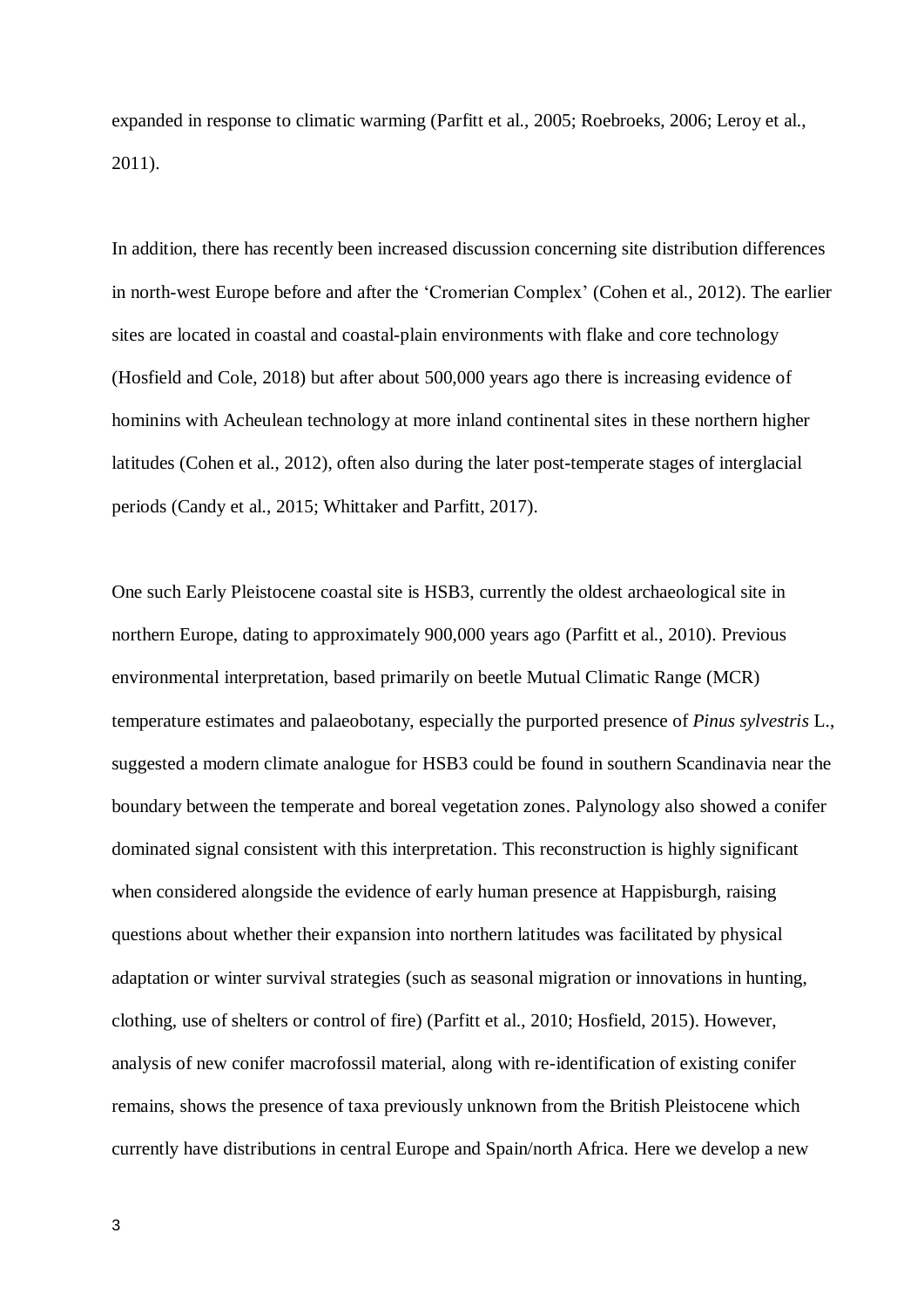expanded in response to climatic warming (Parfitt et al., 2005; Roebroeks, 2006; Leroy et al., 2011).

In addition, there has recently been increased discussion concerning site distribution differences in north-west Europe before and after the 'Cromerian Complex' (Cohen et al., 2012). The earlier sites are located in coastal and coastal-plain environments with flake and core technology (Hosfield and Cole, 2018) but after about 500,000 years ago there is increasing evidence of hominins with Acheulean technology at more inland continental sites in these northern higher latitudes (Cohen et al., 2012), often also during the later post-temperate stages of interglacial periods (Candy et al., 2015; Whittaker and Parfitt, 2017).

One such Early Pleistocene coastal site is HSB3, currently the oldest archaeological site in northern Europe, dating to approximately 900,000 years ago (Parfitt et al., 2010). Previous environmental interpretation, based primarily on beetle Mutual Climatic Range (MCR) temperature estimates and palaeobotany, especially the purported presence of *Pinus sylvestris* L., suggested a modern climate analogue for HSB3 could be found in southern Scandinavia near the boundary between the temperate and boreal vegetation zones. Palynology also showed a conifer dominated signal consistent with this interpretation. This reconstruction is highly significant when considered alongside the evidence of early human presence at Happisburgh, raising questions about whether their expansion into northern latitudes was facilitated by physical adaptation or winter survival strategies (such as seasonal migration or innovations in hunting, clothing, use of shelters or control of fire) (Parfitt et al., 2010; Hosfield, 2015). However, analysis of new conifer macrofossil material, along with re-identification of existing conifer remains, shows the presence of taxa previously unknown from the British Pleistocene which currently have distributions in central Europe and Spain/north Africa. Here we develop a new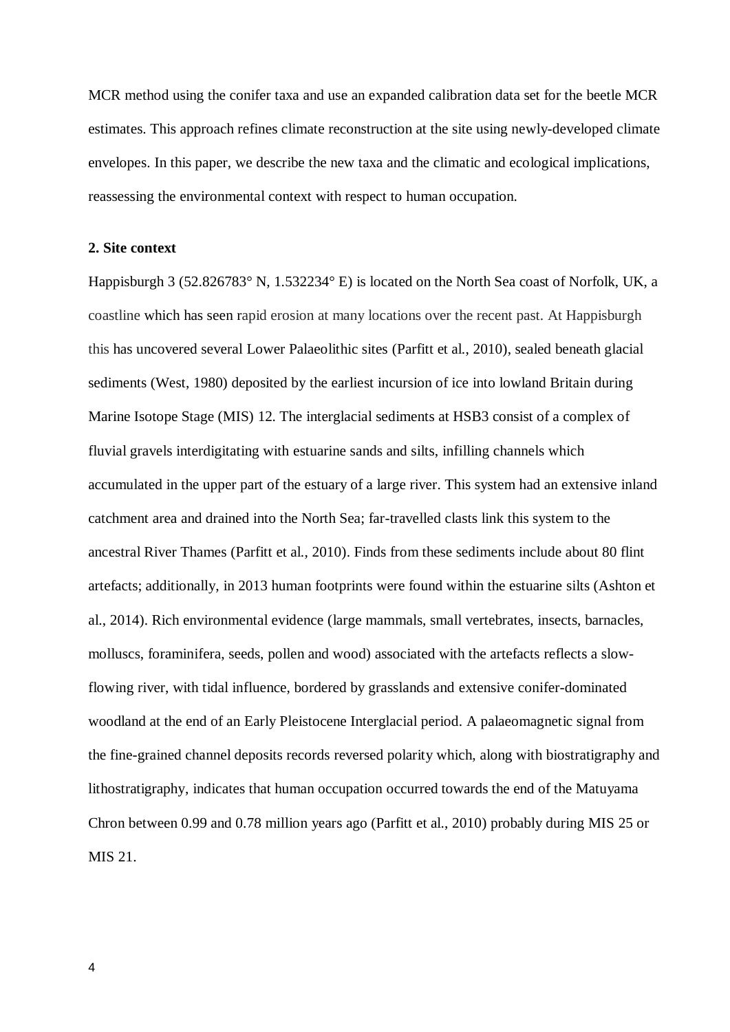MCR method using the conifer taxa and use an expanded calibration data set for the beetle MCR estimates. This approach refines climate reconstruction at the site using newly-developed climate envelopes. In this paper, we describe the new taxa and the climatic and ecological implications, reassessing the environmental context with respect to human occupation.

## 2. Site context

Happisburgh 3 (52.826783° N, 1.532234° E) is located on the North Sea coast of Norfolk, UK, a coastline which has seen rapid erosion at many locations over the recent past. At Happisburgh this has uncovered several Lower Palaeolithic sites (Parfitt et al., 2010), sealed beneath glacial sediments (West, 1980) deposited by the earliest incursion of ice into lowland Britain during Marine Isotope Stage (MIS) 12. The interglacial sediments at HSB3 consist of a complex of fluvial gravels interdigitating with estuarine sands and silts, infilling channels which accumulated in the upper part of the estuary of a large river. This system had an extensive inland catchment area and drained into the North Sea; far-travelled clasts link this system to the ancestral River Thames (Parfitt et al., 2010). Finds from these sediments include about 80 flint artefacts; additionally, in 2013 human footprints were found within the estuarine silts (Ashton et al., 2014). Rich environmental evidence (large mammals, small vertebrates, insects, barnacles, molluscs, foraminifera, seeds, pollen and wood) associated with the artefacts reflects a slow-flowing river, with tidal influence, bordered by grasslands and extensive conifer-dominated woodland at the end of an Early Pleistocene Interglacial period. A palaeomagnetic signal from the fine-grained channel deposits records reversed polarity which, along with biostratigraphy and lithostratigraphy, indicates that human occupation occurred towards the end of the Matuyama Chron between 0.99 and 0.78 million years ago (Parfitt et al., 2010) probably during MIS 25 or MIS 21.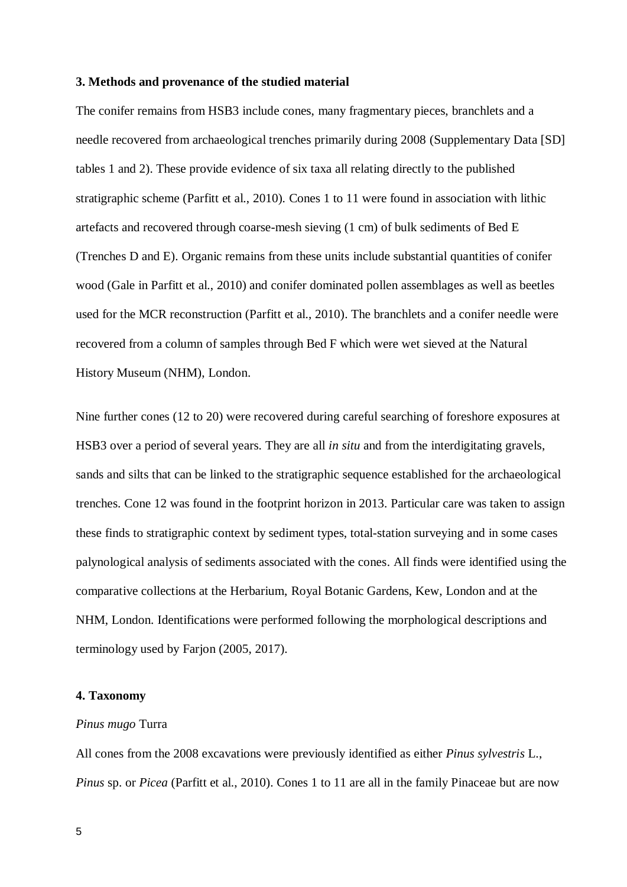## 3. Methods and provenance of the studied material

The conifer remains from HSB3 include cones, many fragmentary pieces, branchlets and a needle recovered from archaeological trenches primarily during 2008 (Supplementary Data [SD] tables 1 and 2). These provide evidence of six taxa all relating directly to the published stratigraphic scheme (Parfitt et al., 2010). Cones 1 to 11 were found in association with lithic artefacts and recovered through coarse-mesh sieving (1 cm) of bulk sediments of Bed E (Trenches D and E). Organic remains from these units include substantial quantities of conifer wood (Gale in Parfitt et al., 2010) and conifer dominated pollen assemblages as well as beetles used for the MCR reconstruction (Parfitt et al., 2010). The branchlets and a conifer needle were recovered from a column of samples through Bed F which were wet sieved at the Natural History Museum (NHM), London.

Nine further cones (12 to 20) were recovered during careful searching of foreshore exposures at HSB3 over a period of several years. They are all *in situ* and from the interdigitating gravels, sands and silts that can be linked to the stratigraphic sequence established for the archaeological trenches. Cone 12 was found in the footprint horizon in 2013. Particular care was taken to assign these finds to stratigraphic context by sediment types, total-station surveying and in some cases palynological analysis of sediments associated with the cones. All finds were identified using the comparative collections at the Herbarium, Royal Botanic Gardens, Kew, London and at the NHM, London. Identifications were performed following the morphological descriptions and terminology used by Farjon (2005, 2017).

## 4. Taxonomy

*Pinus mugo* Turra

All cones from the 2008 excavations were previously identified as either *Pinus sylvestris* L., *Pinus* sp. or *Picea* (Parfitt et al., 2010). Cones 1 to 11 are all in the family Pinaceae but are now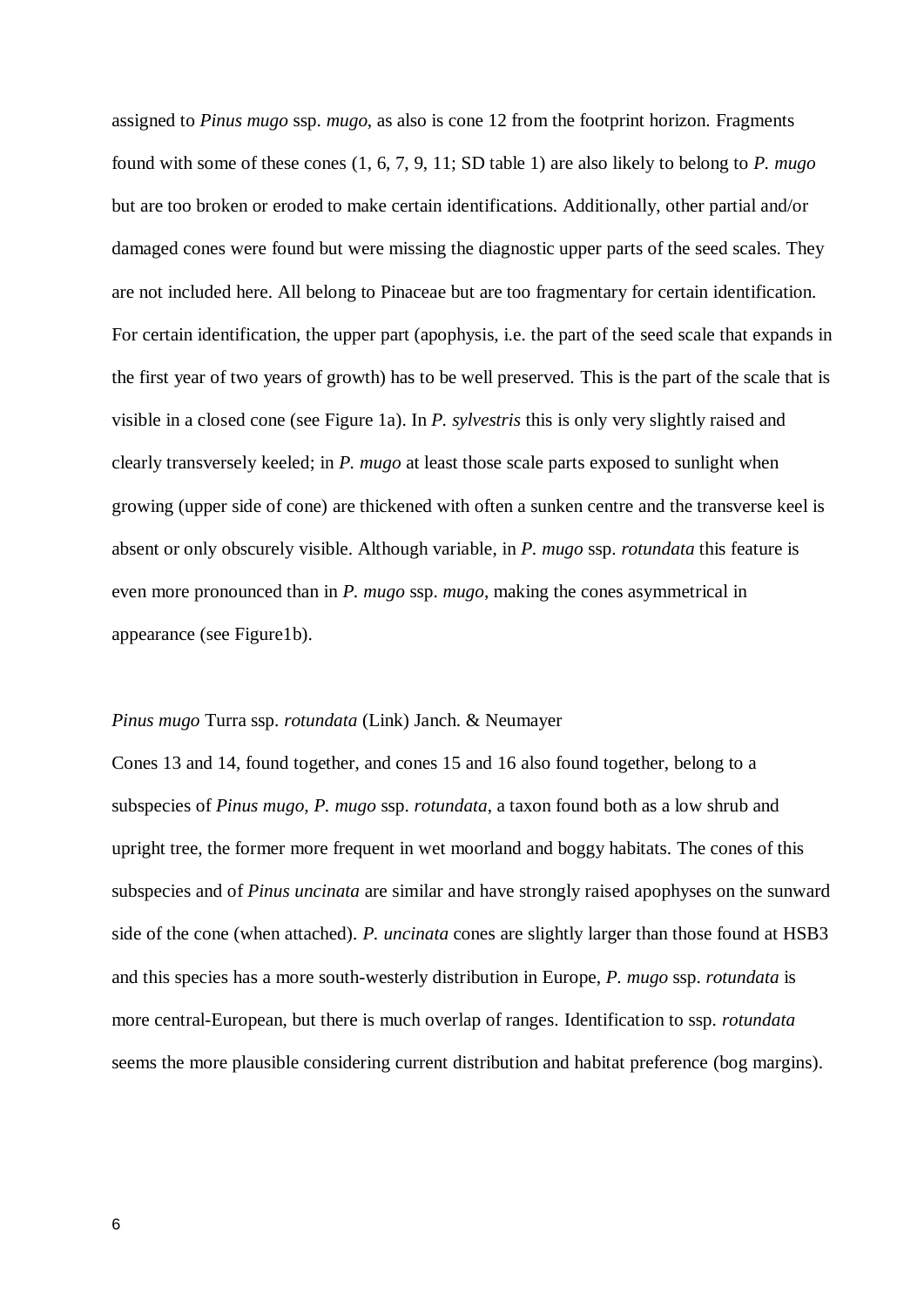assigned to *Pinus mugo* ssp. *mugo*, as also is cone 12 from the footprint horizon. Fragments found with some of these cones (1, 6, 7, 9, 11; SD table 1) are also likely to belong to *P. mugo* but are too broken or eroded to make certain identifications. Additionally, other partial and/or damaged cones were found but were missing the diagnostic upper parts of the seed scales. They are not included here. All belong to Pinaceae but are too fragmentary for certain identification. For certain identification, the upper part (apophysis, i.e. the part of the seed scale that expands in the first year of two years of growth) has to be well preserved. This is the part of the scale that is visible in a closed cone (see Figure 1a). In *P. sylvestris* this is only very slightly raised and clearly transversely keeled; in *P. mugo* at least those scale parts exposed to sunlight when growing (upper side of cone) are thickened with often a sunken centre and the transverse keel is absent or only obscurely visible. Although variable, in *P. mugo* ssp. *rotundata* this feature is even more pronounced than in *P. mugo* ssp. *mugo*, making the cones asymmetrical in appearance (see Figure1b).

*Pinus mugo* Turra ssp. *rotundata* (Link) Janch. & Neumayer

Cones 13 and 14, found together, and cones 15 and 16 also found together, belong to a subspecies of *Pinus mugo*, *P. mugo* ssp. *rotundata*, a taxon found both as a low shrub and upright tree, the former more frequent in wet moorland and boggy habitats. The cones of this subspecies and of *Pinus uncinata* are similar and have strongly raised apophyses on the sunward side of the cone (when attached). *P. uncinata* cones are slightly larger than those found at HSB3 and this species has a more south-westerly distribution in Europe, *P. mugo* ssp. *rotundata* is more central-European, but there is much overlap of ranges. Identification to ssp. *rotundata* seems the more plausible considering current distribution and habitat preference (bog margins).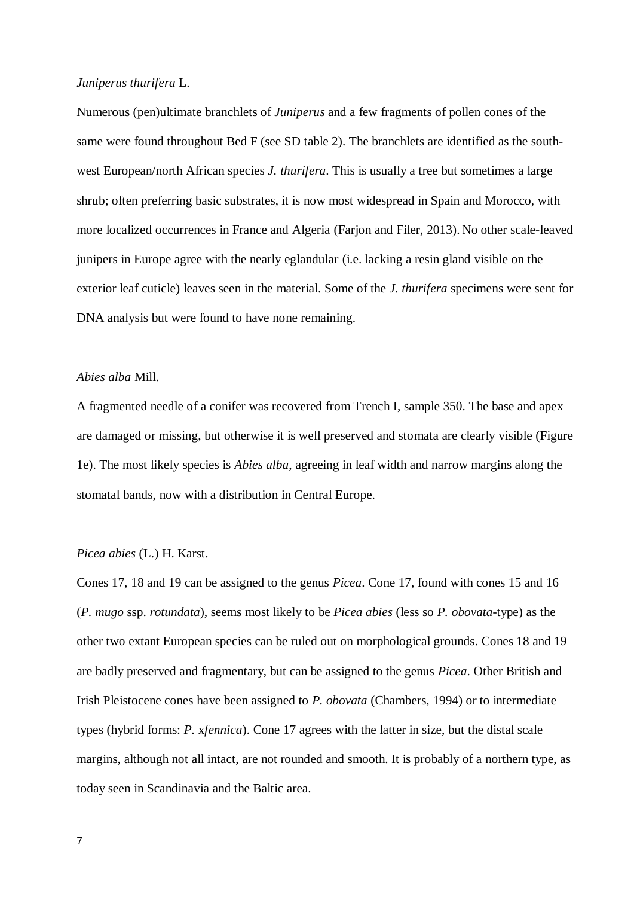*Juniperus thurifera* L.

Numerous (pen)ultimate branchlets of *Juniperus* and a few fragments of pollen cones of the same were found throughout Bed F (see SD table 2). The branchlets are identified as the south-west European/north African species *J. thurifera*. This is usually a tree but sometimes a large shrub; often preferring basic substrates, it is now most widespread in Spain and Morocco, with more localized occurrences in France and Algeria (Farjon and Filer, 2013). No other scale-leaved junipers in Europe agree with the nearly eglandular (i.e. lacking a resin gland visible on the exterior leaf cuticle) leaves seen in the material. Some of the *J. thurifera* specimens were sent for DNA analysis but were found to have none remaining.

*Abies alba* Mill.

A fragmented needle of a conifer was recovered from Trench I, sample 350. The base and apex are damaged or missing, but otherwise it is well preserved and stomata are clearly visible (Figure 1e). The most likely species is *Abies alba*, agreeing in leaf width and narrow margins along the stomatal bands, now with a distribution in Central Europe.

*Picea abies* (L.) H. Karst.

Cones 17, 18 and 19 can be assigned to the genus *Picea*. Cone 17, found with cones 15 and 16 (*P. mugo* ssp. *rotundata*), seems most likely to be *Picea abies* (less so *P. obovata*-type) as the other two extant European species can be ruled out on morphological grounds. Cones 18 and 19 are badly preserved and fragmentary, but can be assigned to the genus *Picea*. Other British and Irish Pleistocene cones have been assigned to *P. obovata* (Chambers, 1994) or to intermediate types (hybrid forms: *P.* x*fennica*). Cone 17 agrees with the latter in size, but the distal scale margins, although not all intact, are not rounded and smooth. It is probably of a northern type, as today seen in Scandinavia and the Baltic area.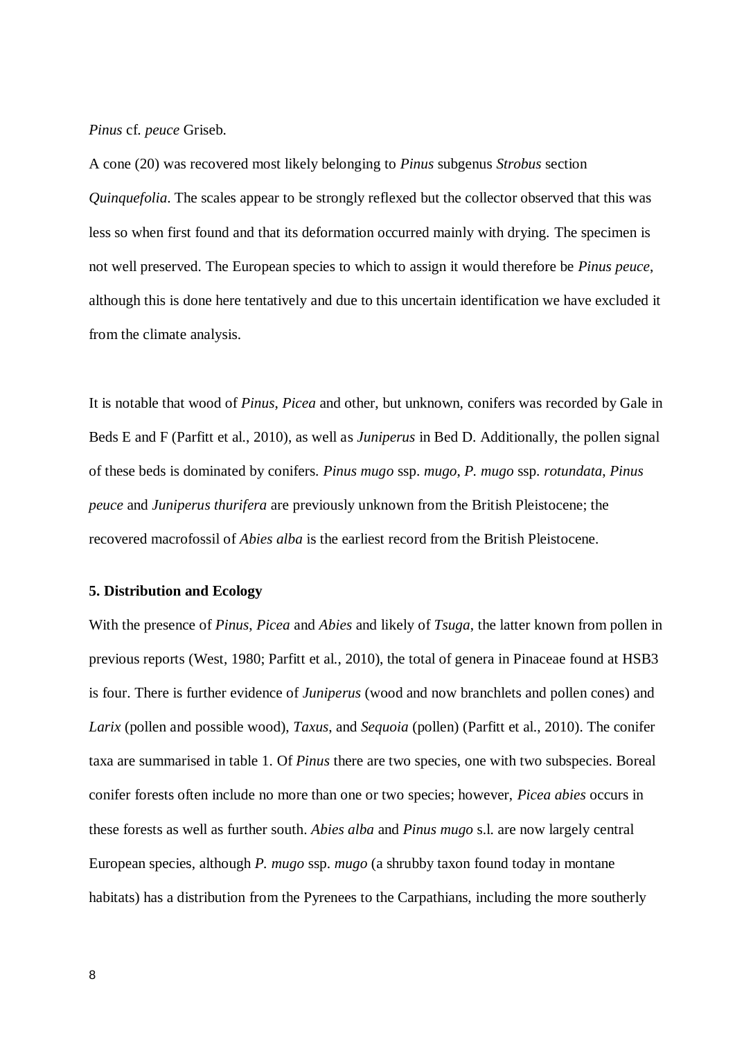*Pinus* cf. *peuce* Griseb.

A cone (20) was recovered most likely belonging to *Pinus* subgenus *Strobus* section *Quinquefolia*. The scales appear to be strongly reflexed but the collector observed that this was less so when first found and that its deformation occurred mainly with drying. The specimen is not well preserved. The European species to which to assign it would therefore be *Pinus peuce*, although this is done here tentatively and due to this uncertain identification we have excluded it from the climate analysis.

It is notable that wood of *Pinus*, *Picea* and other, but unknown, conifers was recorded by Gale in Beds E and F (Parfitt et al., 2010), as well as *Juniperus* in Bed D. Additionally, the pollen signal of these beds is dominated by conifers. *Pinus mugo* ssp. *mugo*, *P. mugo* ssp. *rotundata*, *Pinus peuce* and *Juniperus thurifera* are previously unknown from the British Pleistocene; the recovered macrofossil of *Abies alba* is the earliest record from the British Pleistocene.

**5. Distribution and Ecology**

With the presence of *Pinus*, *Picea* and *Abies* and likely of *Tsuga*, the latter known from pollen in previous reports (West, 1980; Parfitt et al., 2010), the total of genera in Pinaceae found at HSB3 is four. There is further evidence of *Juniperus* (wood and now branchlets and pollen cones) and *Larix* (pollen and possible wood), *Taxus*, and *Sequoia* (pollen) (Parfitt et al., 2010). The conifer taxa are summarised in table 1. Of *Pinus* there are two species, one with two subspecies. Boreal conifer forests often include no more than one or two species; however, *Picea abies* occurs in these forests as well as further south. *Abies alba* and *Pinus mugo* s.l. are now largely central European species, although *P. mugo* ssp. *mugo* (a shrubby taxon found today in montane habitats) has a distribution from the Pyrenees to the Carpathians, including the more southerly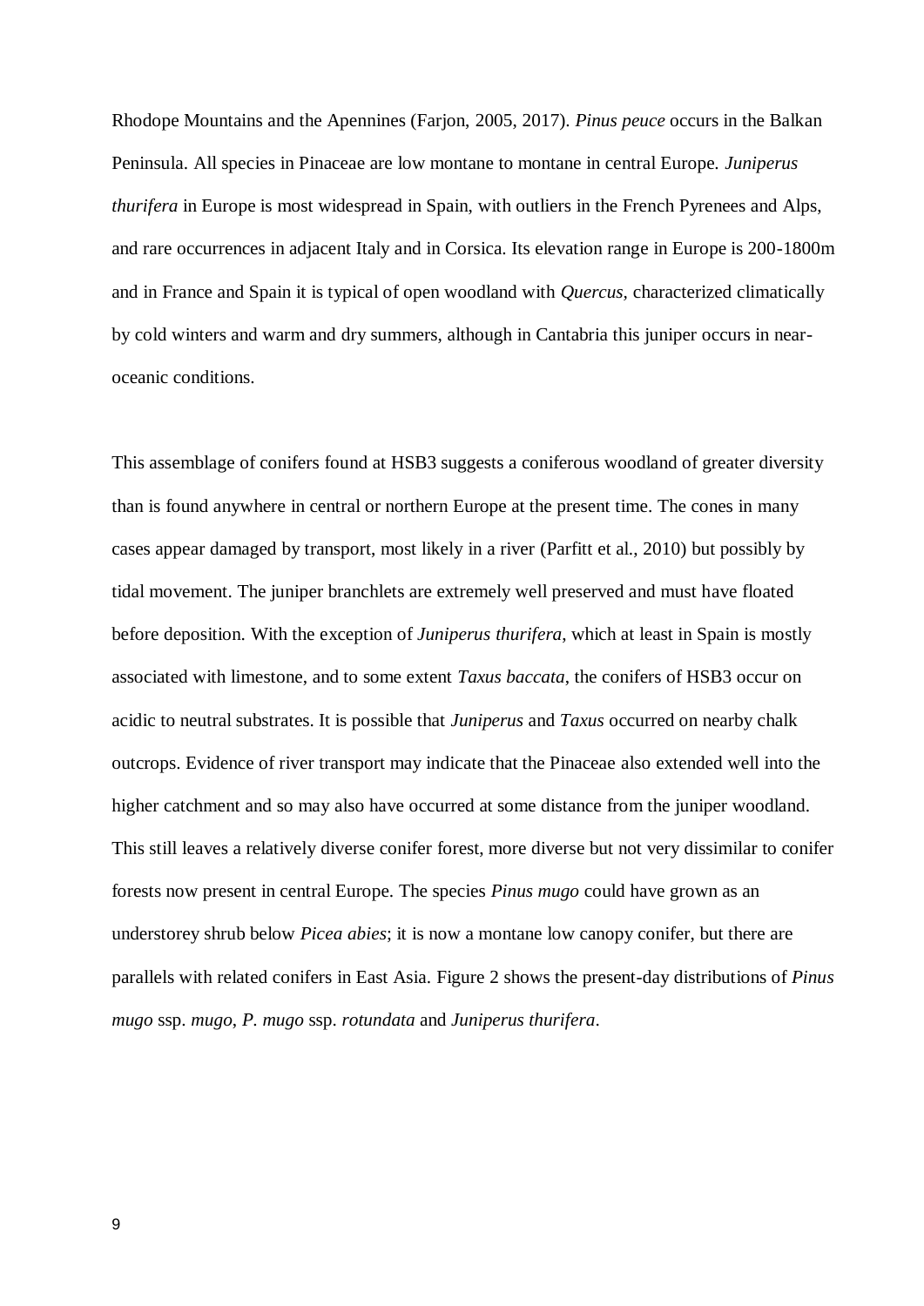Rhodope Mountains and the Apennines (Farjon, 2005, 2017). *Pinus peuce* occurs in the Balkan Peninsula. All species in Pinaceae are low montane to montane in central Europe. *Juniperus thurifera* in Europe is most widespread in Spain, with outliers in the French Pyrenees and Alps, and rare occurrences in adjacent Italy and in Corsica. Its elevation range in Europe is 200-1800m and in France and Spain it is typical of open woodland with *Quercus*, characterized climatically by cold winters and warm and dry summers, although in Cantabria this juniper occurs in near-oceanic conditions.

This assemblage of conifers found at HSB3 suggests a coniferous woodland of greater diversity than is found anywhere in central or northern Europe at the present time. The cones in many cases appear damaged by transport, most likely in a river (Parfitt et al., 2010) but possibly by tidal movement. The juniper branchlets are extremely well preserved and must have floated before deposition. With the exception of *Juniperus thurifera*, which at least in Spain is mostly associated with limestone, and to some extent *Taxus baccata*, the conifers of HSB3 occur on acidic to neutral substrates. It is possible that *Juniperus* and *Taxus* occurred on nearby chalk outcrops. Evidence of river transport may indicate that the Pinaceae also extended well into the higher catchment and so may also have occurred at some distance from the juniper woodland. This still leaves a relatively diverse conifer forest, more diverse but not very dissimilar to conifer forests now present in central Europe. The species *Pinus mugo* could have grown as an understorey shrub below *Picea abies*; it is now a montane low canopy conifer, but there are parallels with related conifers in East Asia. Figure 2 shows the present-day distributions of *Pinus mugo* ssp. *mugo*, *P. mugo* ssp. *rotundata* and *Juniperus thurifera*.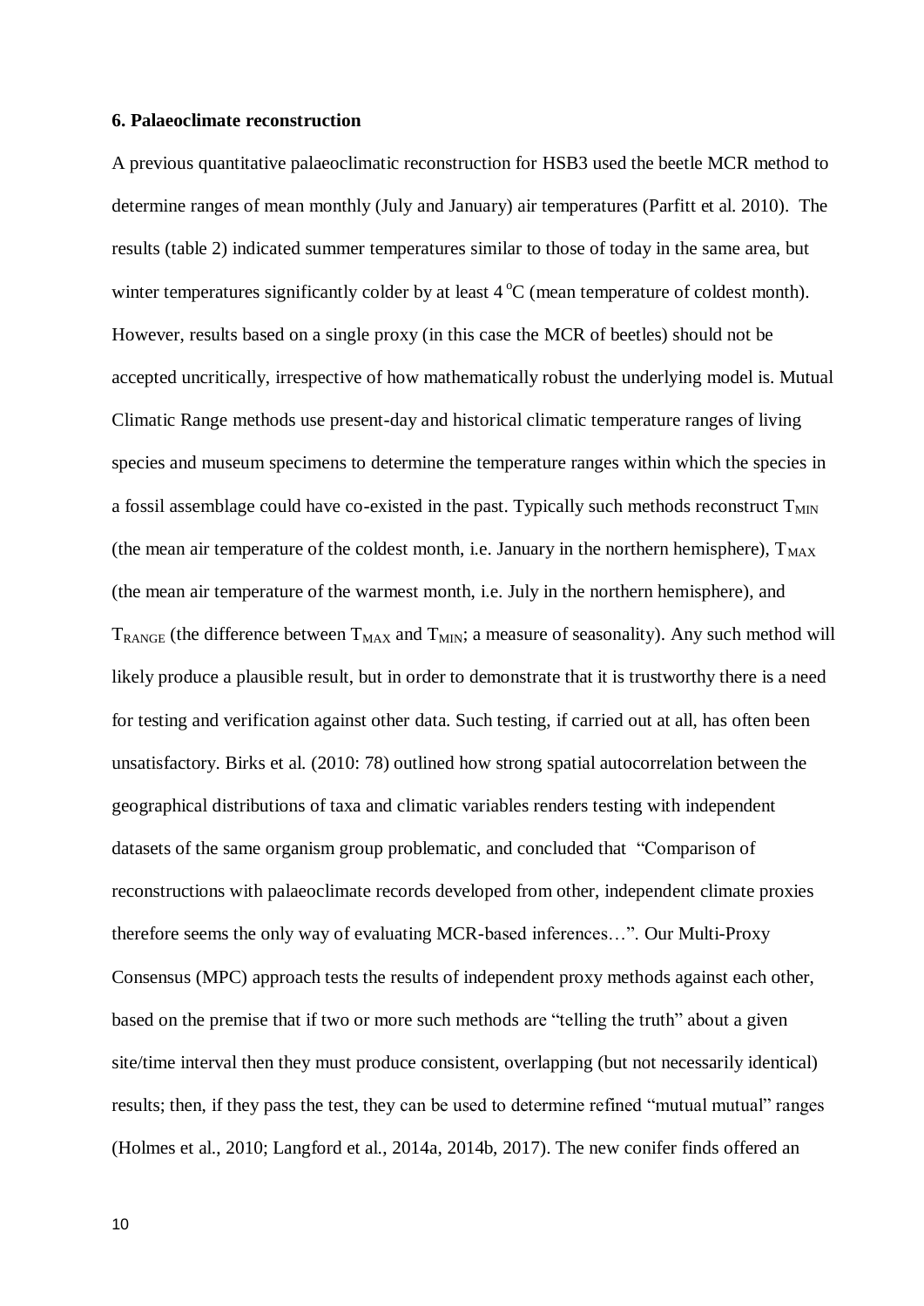### 6. Palaeoclimate reconstruction

A previous quantitative palaeoclimatic reconstruction for HSB3 used the beetle MCR method to determine ranges of mean monthly (July and January) air temperatures (Parfitt et al. 2010). The results (table 2) indicated summer temperatures similar to those of today in the same area, but winter temperatures significantly colder by at least 4 $^{o}$C (mean temperature of coldest month). However, results based on a single proxy (in this case the MCR of beetles) should not be accepted uncritically, irrespective of how mathematically robust the underlying model is. Mutual Climatic Range methods use present-day and historical climatic temperature ranges of living species and museum specimens to determine the temperature ranges within which the species in a fossil assemblage could have co-existed in the past. Typically such methods reconstruct $T_{MIN}$ (the mean air temperature of the coldest month, i.e. January in the northern hemisphere), $T_{MAX}$ (the mean air temperature of the warmest month, i.e. July in the northern hemisphere), and $T_{RANGE}$ (the difference between $T_{MAX}$ and $T_{MIN}$; a measure of seasonality). Any such method will likely produce a plausible result, but in order to demonstrate that it is trustworthy there is a need for testing and verification against other data. Such testing, if carried out at all, has often been unsatisfactory. Birks et al. (2010: 78) outlined how strong spatial autocorrelation between the geographical distributions of taxa and climatic variables renders testing with independent datasets of the same organism group problematic, and concluded that "Comparison of reconstructions with palaeoclimate records developed from other, independent climate proxies therefore seems the only way of evaluating MCR-based inferences…". Our Multi-Proxy Consensus (MPC) approach tests the results of independent proxy methods against each other, based on the premise that if two or more such methods are "telling the truth" about a given site/time interval then they must produce consistent, overlapping (but not necessarily identical) results; then, if they pass the test, they can be used to determine refined "mutual mutual" ranges (Holmes et al., 2010; Langford et al., 2014a, 2014b, 2017). The new conifer finds offered an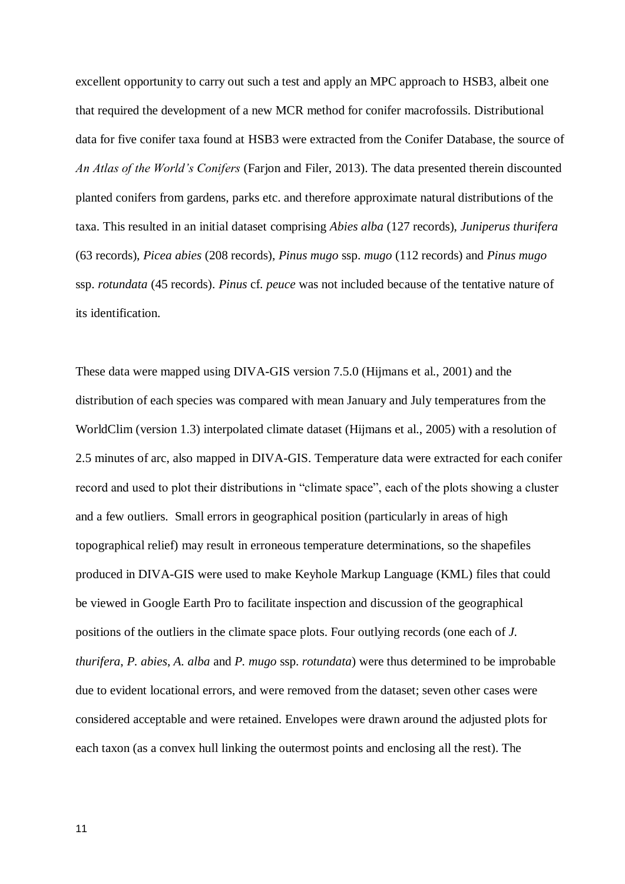excellent opportunity to carry out such a test and apply an MPC approach to HSB3, albeit one that required the development of a new MCR method for conifer macrofossils. Distributional data for five conifer taxa found at HSB3 were extracted from the Conifer Database, the source of *An Atlas of the World's Conifers* (Farjon and Filer, 2013). The data presented therein discounted planted conifers from gardens, parks etc. and therefore approximate natural distributions of the taxa. This resulted in an initial dataset comprising *Abies alba* (127 records), *Juniperus thurifera* (63 records), *Picea abies* (208 records), *Pinus mugo* ssp. *mugo* (112 records) and *Pinus mugo* ssp. *rotundata* (45 records). *Pinus* cf. *peuce* was not included because of the tentative nature of its identification.

These data were mapped using DIVA-GIS version 7.5.0 (Hijmans et al., 2001) and the distribution of each species was compared with mean January and July temperatures from the WorldClim (version 1.3) interpolated climate dataset (Hijmans et al., 2005) with a resolution of 2.5 minutes of arc, also mapped in DIVA-GIS. Temperature data were extracted for each conifer record and used to plot their distributions in "climate space", each of the plots showing a cluster and a few outliers. Small errors in geographical position (particularly in areas of high topographical relief) may result in erroneous temperature determinations, so the shapefiles produced in DIVA-GIS were used to make Keyhole Markup Language (KML) files that could be viewed in Google Earth Pro to facilitate inspection and discussion of the geographical positions of the outliers in the climate space plots. Four outlying records (one each of *J. thurifera*, *P. abies*, *A. alba* and *P. mugo* ssp. *rotundata*) were thus determined to be improbable due to evident locational errors, and were removed from the dataset; seven other cases were considered acceptable and were retained. Envelopes were drawn around the adjusted plots for each taxon (as a convex hull linking the outermost points and enclosing all the rest). The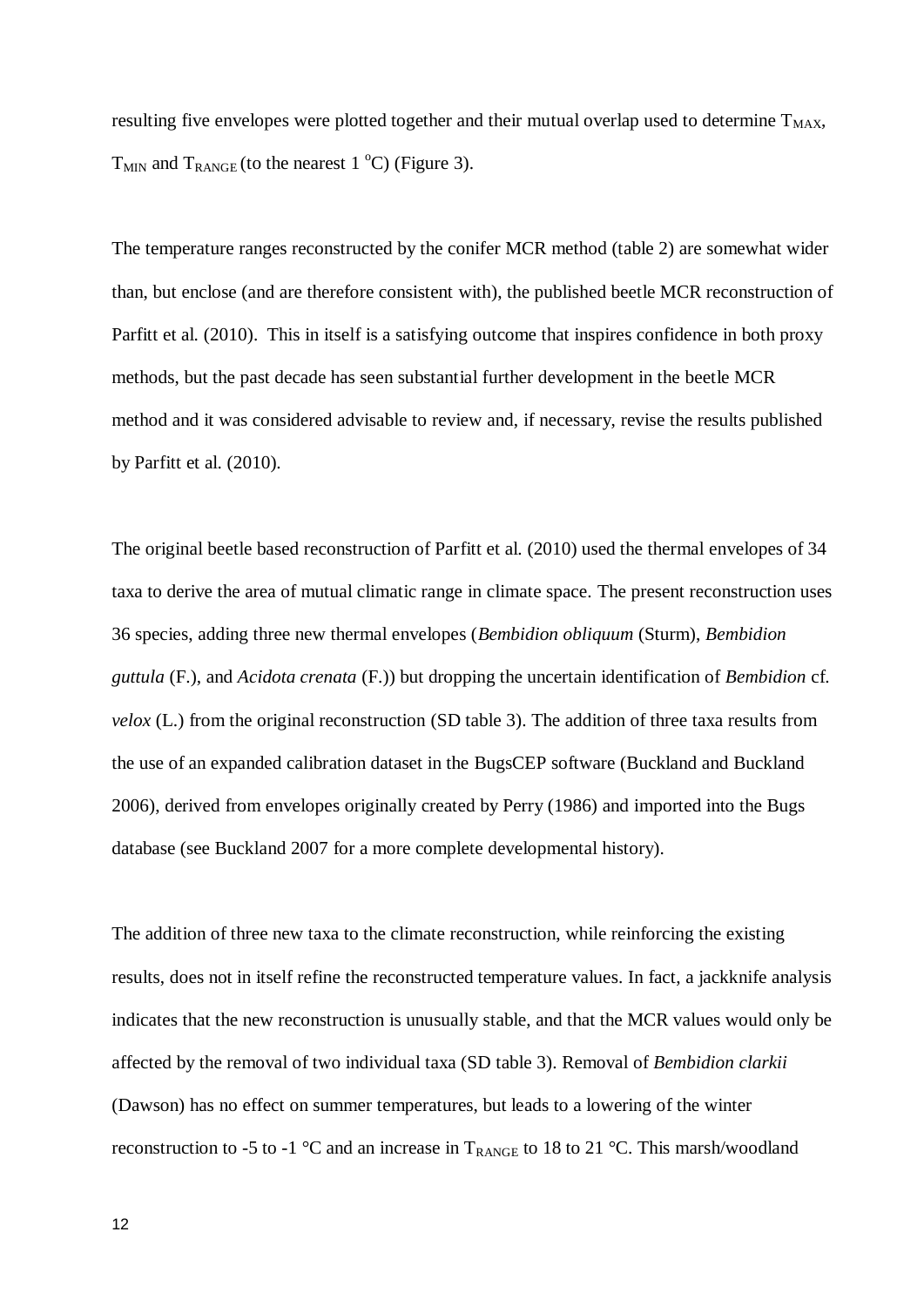resulting five envelopes were plotted together and their mutual overlap used to determine $T_{MAX}$, $T_{MIN}$ and $T_{RANGE}$ (to the nearest 1 °C) (Figure 3).

The temperature ranges reconstructed by the conifer MCR method (table 2) are somewhat wider than, but enclose (and are therefore consistent with), the published beetle MCR reconstruction of Parfitt et al. (2010). This in itself is a satisfying outcome that inspires confidence in both proxy methods, but the past decade has seen substantial further development in the beetle MCR method and it was considered advisable to review and, if necessary, revise the results published by Parfitt et al. (2010).

The original beetle based reconstruction of Parfitt et al. (2010) used the thermal envelopes of 34 taxa to derive the area of mutual climatic range in climate space. The present reconstruction uses 36 species, adding three new thermal envelopes (*Bembidion obliquum* (Sturm), *Bembidion guttula* (F.), and *Acidota crenata* (F.)) but dropping the uncertain identification of *Bembidion* cf. *velox* (L.) from the original reconstruction (SD table 3). The addition of three taxa results from the use of an expanded calibration dataset in the BugsCEP software (Buckland and Buckland 2006), derived from envelopes originally created by Perry (1986) and imported into the Bugs database (see Buckland 2007 for a more complete developmental history).

The addition of three new taxa to the climate reconstruction, while reinforcing the existing results, does not in itself refine the reconstructed temperature values. In fact, a jackknife analysis indicates that the new reconstruction is unusually stable, and that the MCR values would only be affected by the removal of two individual taxa (SD table 3). Removal of *Bembidion clarkii* (Dawson) has no effect on summer temperatures, but leads to a lowering of the winter reconstruction to -5 to -1 °C and an increase in $T_{RANGE}$ to 18 to 21 °C. This marsh/woodland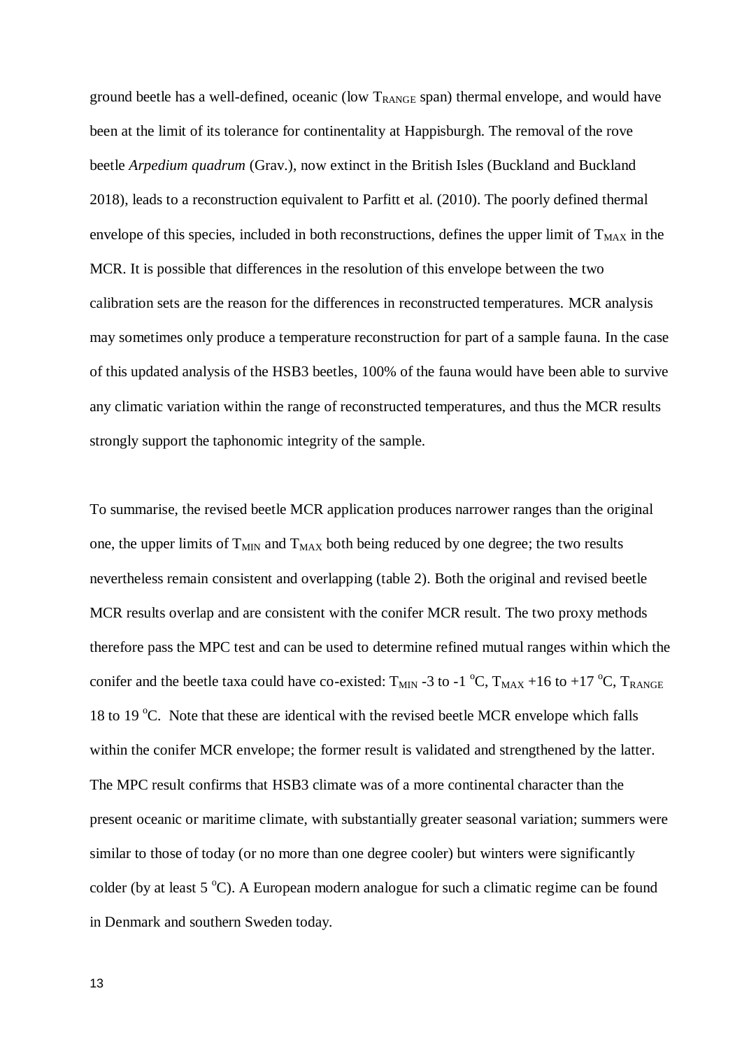ground beetle has a well-defined, oceanic (low $T_{RANGE}$ span) thermal envelope, and would have been at the limit of its tolerance for continentality at Happisburgh. The removal of the rove beetle *Arpedium quadrum* (Grav.), now extinct in the British Isles (Buckland and Buckland 2018), leads to a reconstruction equivalent to Parfitt et al. (2010). The poorly defined thermal envelope of this species, included in both reconstructions, defines the upper limit of $T_{MAX}$ in the MCR. It is possible that differences in the resolution of this envelope between the two calibration sets are the reason for the differences in reconstructed temperatures. MCR analysis may sometimes only produce a temperature reconstruction for part of a sample fauna. In the case of this updated analysis of the HSB3 beetles, 100% of the fauna would have been able to survive any climatic variation within the range of reconstructed temperatures, and thus the MCR results strongly support the taphonomic integrity of the sample.

To summarise, the revised beetle MCR application produces narrower ranges than the original one, the upper limits of $T_{MIN}$ and $T_{MAX}$ both being reduced by one degree; the two results nevertheless remain consistent and overlapping (table 2). Both the original and revised beetle MCR results overlap and are consistent with the conifer MCR result. The two proxy methods therefore pass the MPC test and can be used to determine refined mutual ranges within which the conifer and the beetle taxa could have co-existed: $T_{MIN}$ -3 to -1 $^{o}$C, $T_{MAX}$ +16 to +17 $^{o}$C, $T_{RANGE}$ 18 to 19 $^{o}$C. Note that these are identical with the revised beetle MCR envelope which falls within the conifer MCR envelope; the former result is validated and strengthened by the latter. The MPC result confirms that HSB3 climate was of a more continental character than the present oceanic or maritime climate, with substantially greater seasonal variation; summers were similar to those of today (or no more than one degree cooler) but winters were significantly colder (by at least 5 $^{o}$C). A European modern analogue for such a climatic regime can be found in Denmark and southern Sweden today.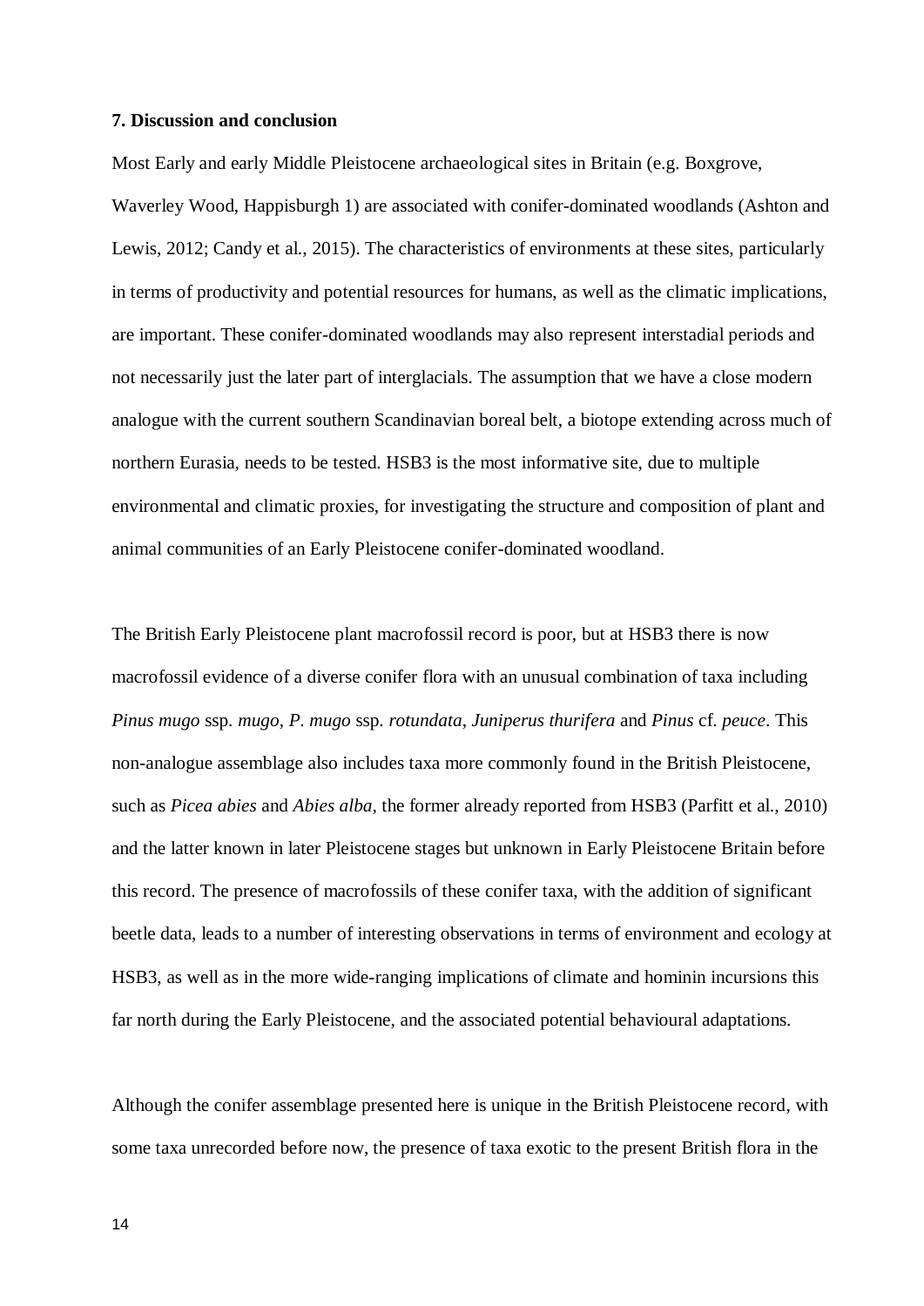**7. Discussion and conclusion**

Most Early and early Middle Pleistocene archaeological sites in Britain (e.g. Boxgrove, Waverley Wood, Happisburgh 1) are associated with conifer-dominated woodlands (Ashton and Lewis, 2012; Candy et al., 2015). The characteristics of environments at these sites, particularly in terms of productivity and potential resources for humans, as well as the climatic implications, are important. These conifer-dominated woodlands may also represent interstadial periods and not necessarily just the later part of interglacials. The assumption that we have a close modern analogue with the current southern Scandinavian boreal belt, a biotope extending across much of northern Eurasia, needs to be tested. HSB3 is the most informative site, due to multiple environmental and climatic proxies, for investigating the structure and composition of plant and animal communities of an Early Pleistocene conifer-dominated woodland.

The British Early Pleistocene plant macrofossil record is poor, but at HSB3 there is now macrofossil evidence of a diverse conifer flora with an unusual combination of taxa including *Pinus mugo* ssp. *mugo*, *P. mugo* ssp. *rotundata*, *Juniperus thurifera* and *Pinus* cf. *peuce*. This non-analogue assemblage also includes taxa more commonly found in the British Pleistocene, such as *Picea abies* and *Abies alba*, the former already reported from HSB3 (Parfitt et al., 2010) and the latter known in later Pleistocene stages but unknown in Early Pleistocene Britain before this record. The presence of macrofossils of these conifer taxa, with the addition of significant beetle data, leads to a number of interesting observations in terms of environment and ecology at HSB3, as well as in the more wide-ranging implications of climate and hominin incursions this far north during the Early Pleistocene, and the associated potential behavioural adaptations.

Although the conifer assemblage presented here is unique in the British Pleistocene record, with some taxa unrecorded before now, the presence of taxa exotic to the present British flora in the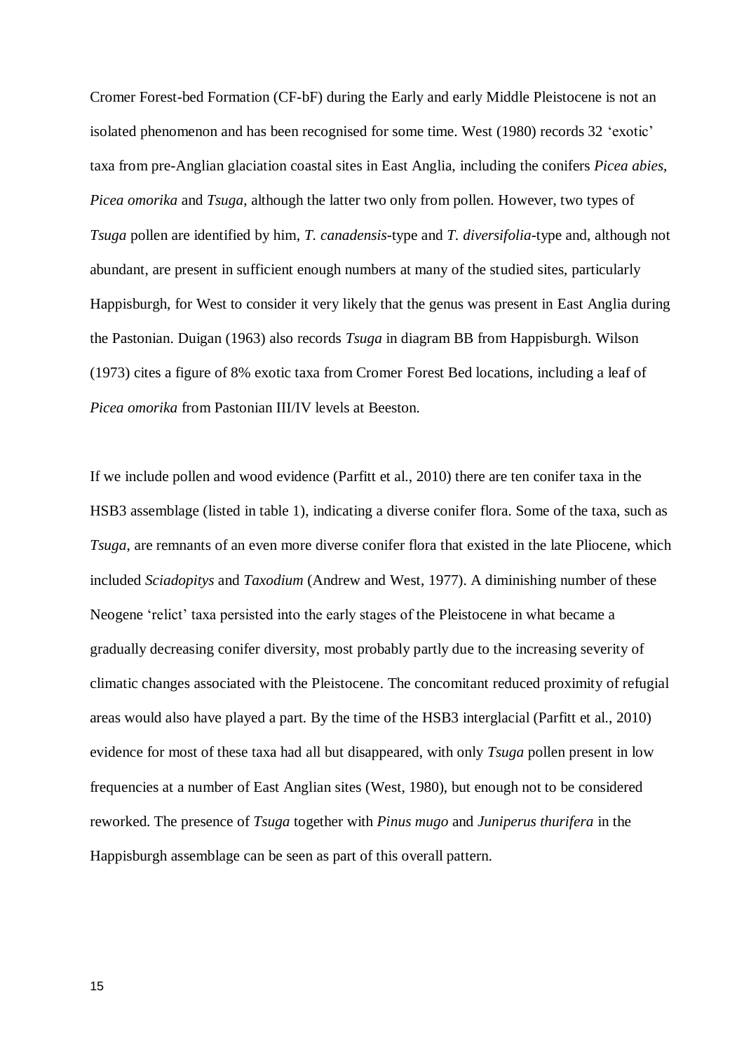Cromer Forest-bed Formation (CF-bF) during the Early and early Middle Pleistocene is not an isolated phenomenon and has been recognised for some time. West (1980) records 32 'exotic' taxa from pre-Anglian glaciation coastal sites in East Anglia, including the conifers *Picea abies*, *Picea omorika* and *Tsuga*, although the latter two only from pollen. However, two types of *Tsuga* pollen are identified by him, *T. canadensis*-type and *T. diversifolia*-type and, although not abundant, are present in sufficient enough numbers at many of the studied sites, particularly Happisburgh, for West to consider it very likely that the genus was present in East Anglia during the Pastonian. Duigan (1963) also records *Tsuga* in diagram BB from Happisburgh. Wilson (1973) cites a figure of 8% exotic taxa from Cromer Forest Bed locations, including a leaf of *Picea omorika* from Pastonian III/IV levels at Beeston.

If we include pollen and wood evidence (Parfitt et al., 2010) there are ten conifer taxa in the HSB3 assemblage (listed in table 1), indicating a diverse conifer flora. Some of the taxa, such as *Tsuga*, are remnants of an even more diverse conifer flora that existed in the late Pliocene, which included *Sciadopitys* and *Taxodium* (Andrew and West, 1977). A diminishing number of these Neogene 'relict' taxa persisted into the early stages of the Pleistocene in what became a gradually decreasing conifer diversity, most probably partly due to the increasing severity of climatic changes associated with the Pleistocene. The concomitant reduced proximity of refugial areas would also have played a part. By the time of the HSB3 interglacial (Parfitt et al., 2010) evidence for most of these taxa had all but disappeared, with only *Tsuga* pollen present in low frequencies at a number of East Anglian sites (West, 1980), but enough not to be considered reworked. The presence of *Tsuga* together with *Pinus mugo* and *Juniperus thurifera* in the Happisburgh assemblage can be seen as part of this overall pattern.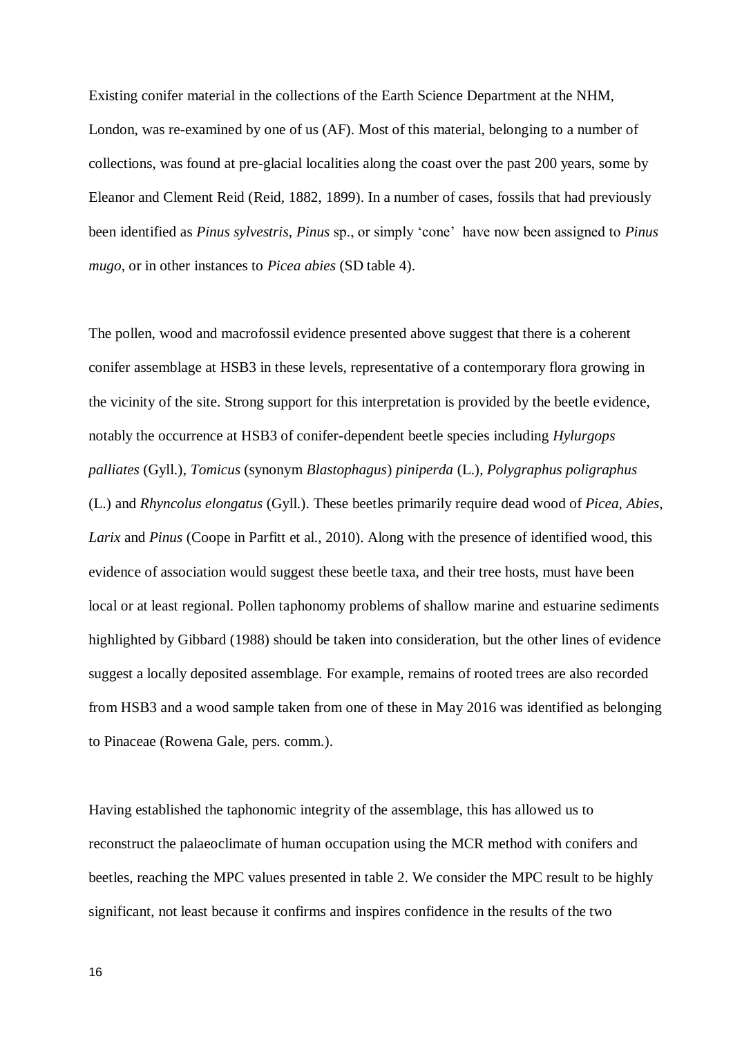Existing conifer material in the collections of the Earth Science Department at the NHM, London, was re-examined by one of us (AF). Most of this material, belonging to a number of collections, was found at pre-glacial localities along the coast over the past 200 years, some by Eleanor and Clement Reid (Reid, 1882, 1899). In a number of cases, fossils that had previously been identified as *Pinus sylvestris*, *Pinus* sp., or simply 'cone' have now been assigned to *Pinus mugo*, or in other instances to *Picea abies* (SD table 4).

The pollen, wood and macrofossil evidence presented above suggest that there is a coherent conifer assemblage at HSB3 in these levels, representative of a contemporary flora growing in the vicinity of the site. Strong support for this interpretation is provided by the beetle evidence, notably the occurrence at HSB3 of conifer-dependent beetle species including *Hylurgops palliates* (Gyll.), *Tomicus* (synonym *Blastophagus*) *piniperda* (L.), *Polygraphus poligraphus* (L.) and *Rhyncolus elongatus* (Gyll.). These beetles primarily require dead wood of *Picea*, *Abies*, *Larix* and *Pinus* (Coope in Parfitt et al., 2010). Along with the presence of identified wood, this evidence of association would suggest these beetle taxa, and their tree hosts, must have been local or at least regional. Pollen taphonomy problems of shallow marine and estuarine sediments highlighted by Gibbard (1988) should be taken into consideration, but the other lines of evidence suggest a locally deposited assemblage. For example, remains of rooted trees are also recorded from HSB3 and a wood sample taken from one of these in May 2016 was identified as belonging to Pinaceae (Rowena Gale, pers. comm.).

Having established the taphonomic integrity of the assemblage, this has allowed us to reconstruct the palaeoclimate of human occupation using the MCR method with conifers and beetles, reaching the MPC values presented in table 2. We consider the MPC result to be highly significant, not least because it confirms and inspires confidence in the results of the two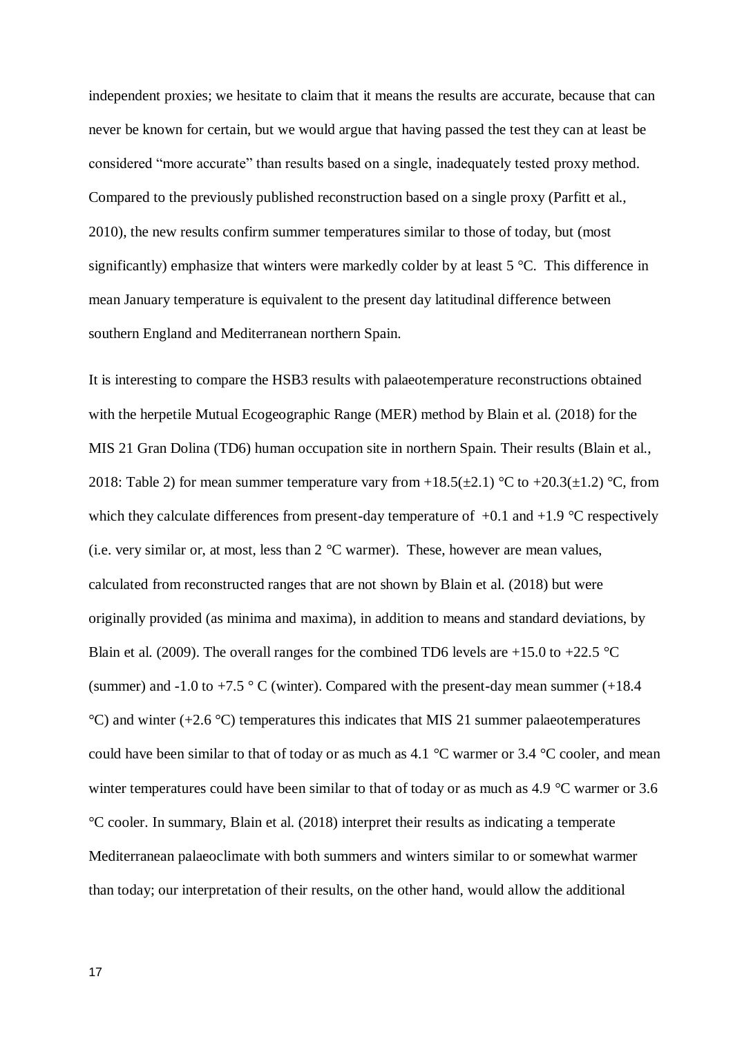independent proxies; we hesitate to claim that it means the results are accurate, because that can never be known for certain, but we would argue that having passed the test they can at least be considered "more accurate" than results based on a single, inadequately tested proxy method. Compared to the previously published reconstruction based on a single proxy (Parfitt et al., 2010), the new results confirm summer temperatures similar to those of today, but (most significantly) emphasize that winters were markedly colder by at least 5 °C. This difference in mean January temperature is equivalent to the present day latitudinal difference between southern England and Mediterranean northern Spain.

It is interesting to compare the HSB3 results with palaeotemperature reconstructions obtained with the herpetile Mutual Ecogeographic Range (MER) method by Blain et al. (2018) for the MIS 21 Gran Dolina (TD6) human occupation site in northern Spain. Their results (Blain et al., 2018: Table 2) for mean summer temperature vary from +18.5(±2.1) °C to +20.3(±1.2) °C, from which they calculate differences from present-day temperature of +0.1 and +1.9 °C respectively (i.e. very similar or, at most, less than 2 °C warmer). These, however are mean values, calculated from reconstructed ranges that are not shown by Blain et al. (2018) but were originally provided (as minima and maxima), in addition to means and standard deviations, by Blain et al. (2009). The overall ranges for the combined TD6 levels are +15.0 to +22.5 °C (summer) and -1.0 to +7.5 ° C (winter). Compared with the present-day mean summer (+18.4 °C) and winter (+2.6 °C) temperatures this indicates that MIS 21 summer palaeotemperatures could have been similar to that of today or as much as 4.1 °C warmer or 3.4 °C cooler, and mean winter temperatures could have been similar to that of today or as much as 4.9 °C warmer or 3.6 °C cooler. In summary, Blain et al. (2018) interpret their results as indicating a temperate Mediterranean palaeoclimate with both summers and winters similar to or somewhat warmer than today; our interpretation of their results, on the other hand, would allow the additional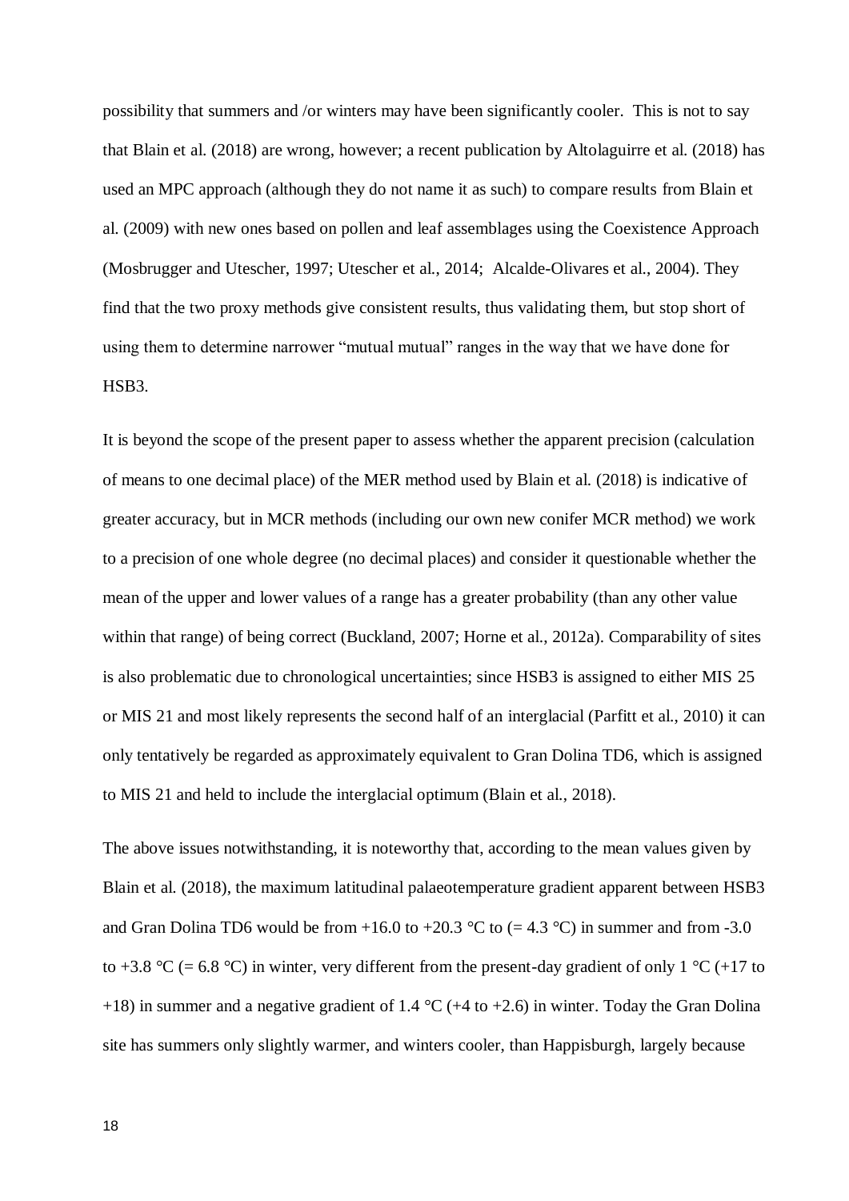possibility that summers and /or winters may have been significantly cooler. This is not to say that Blain et al. (2018) are wrong, however; a recent publication by Altolaguirre et al. (2018) has used an MPC approach (although they do not name it as such) to compare results from Blain et al. (2009) with new ones based on pollen and leaf assemblages using the Coexistence Approach (Mosbrugger and Utescher, 1997; Utescher et al., 2014; Alcalde-Olivares et al., 2004). They find that the two proxy methods give consistent results, thus validating them, but stop short of using them to determine narrower "mutual mutual" ranges in the way that we have done for HSB3.

It is beyond the scope of the present paper to assess whether the apparent precision (calculation of means to one decimal place) of the MER method used by Blain et al. (2018) is indicative of greater accuracy, but in MCR methods (including our own new conifer MCR method) we work to a precision of one whole degree (no decimal places) and consider it questionable whether the mean of the upper and lower values of a range has a greater probability (than any other value within that range) of being correct (Buckland, 2007; Horne et al., 2012a). Comparability of sites is also problematic due to chronological uncertainties; since HSB3 is assigned to either MIS 25 or MIS 21 and most likely represents the second half of an interglacial (Parfitt et al., 2010) it can only tentatively be regarded as approximately equivalent to Gran Dolina TD6, which is assigned to MIS 21 and held to include the interglacial optimum (Blain et al., 2018).

The above issues notwithstanding, it is noteworthy that, according to the mean values given by Blain et al. (2018), the maximum latitudinal palaeotemperature gradient apparent between HSB3 and Gran Dolina TD6 would be from +16.0 to +20.3 °C to (= 4.3 °C) in summer and from -3.0 to +3.8 °C (= 6.8 °C) in winter, very different from the present-day gradient of only 1 °C (+17 to +18) in summer and a negative gradient of 1.4 °C (+4 to +2.6) in winter. Today the Gran Dolina site has summers only slightly warmer, and winters cooler, than Happisburgh, largely because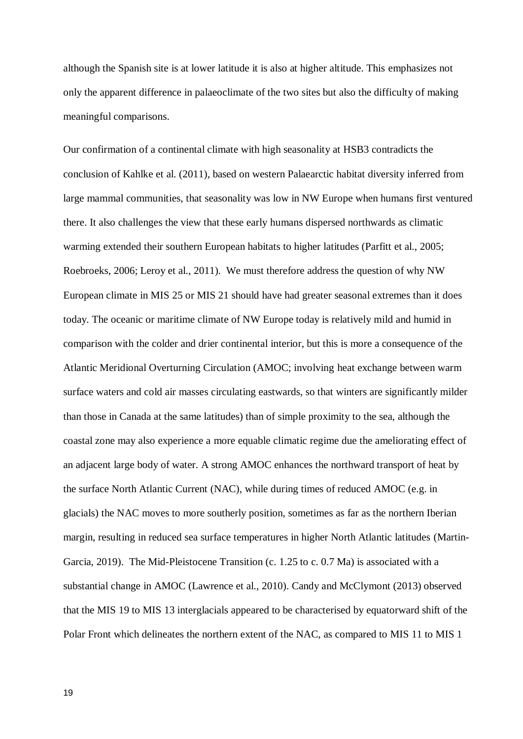although the Spanish site is at lower latitude it is also at higher altitude. This emphasizes not only the apparent difference in palaeoclimate of the two sites but also the difficulty of making meaningful comparisons.

Our confirmation of a continental climate with high seasonality at HSB3 contradicts the conclusion of Kahlke et al. (2011), based on western Palaearctic habitat diversity inferred from large mammal communities, that seasonality was low in NW Europe when humans first ventured there. It also challenges the view that these early humans dispersed northwards as climatic warming extended their southern European habitats to higher latitudes (Parfitt et al., 2005; Roebroeks, 2006; Leroy et al., 2011). We must therefore address the question of why NW European climate in MIS 25 or MIS 21 should have had greater seasonal extremes than it does today. The oceanic or maritime climate of NW Europe today is relatively mild and humid in comparison with the colder and drier continental interior, but this is more a consequence of the Atlantic Meridional Overturning Circulation (AMOC; involving heat exchange between warm surface waters and cold air masses circulating eastwards, so that winters are significantly milder than those in Canada at the same latitudes) than of simple proximity to the sea, although the coastal zone may also experience a more equable climatic regime due the ameliorating effect of an adjacent large body of water. A strong AMOC enhances the northward transport of heat by the surface North Atlantic Current (NAC), while during times of reduced AMOC (e.g. in glacials) the NAC moves to more southerly position, sometimes as far as the northern Iberian margin, resulting in reduced sea surface temperatures in higher North Atlantic latitudes (Martin-Garcia, 2019). The Mid-Pleistocene Transition (c. 1.25 to c. 0.7 Ma) is associated with a substantial change in AMOC (Lawrence et al., 2010). Candy and McClymont (2013) observed that the MIS 19 to MIS 13 interglacials appeared to be characterised by equatorward shift of the Polar Front which delineates the northern extent of the NAC, as compared to MIS 11 to MIS 1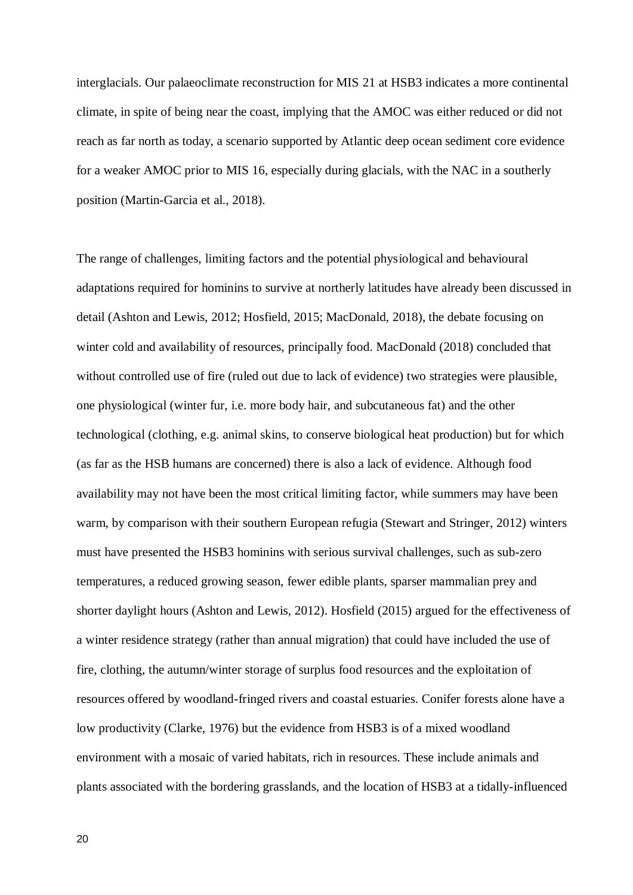interglacials. Our palaeoclimate reconstruction for MIS 21 at HSB3 indicates a more continental climate, in spite of being near the coast, implying that the AMOC was either reduced or did not reach as far north as today, a scenario supported by Atlantic deep ocean sediment core evidence for a weaker AMOC prior to MIS 16, especially during glacials, with the NAC in a southerly position (Martin-Garcia et al., 2018).

The range of challenges, limiting factors and the potential physiological and behavioural adaptations required for hominins to survive at northerly latitudes have already been discussed in detail (Ashton and Lewis, 2012; Hosfield, 2015; MacDonald, 2018), the debate focusing on winter cold and availability of resources, principally food. MacDonald (2018) concluded that without controlled use of fire (ruled out due to lack of evidence) two strategies were plausible, one physiological (winter fur, i.e. more body hair, and subcutaneous fat) and the other technological (clothing, e.g. animal skins, to conserve biological heat production) but for which (as far as the HSB humans are concerned) there is also a lack of evidence. Although food availability may not have been the most critical limiting factor, while summers may have been warm, by comparison with their southern European refugia (Stewart and Stringer, 2012) winters must have presented the HSB3 hominins with serious survival challenges, such as sub-zero temperatures, a reduced growing season, fewer edible plants, sparser mammalian prey and shorter daylight hours (Ashton and Lewis, 2012). Hosfield (2015) argued for the effectiveness of a winter residence strategy (rather than annual migration) that could have included the use of fire, clothing, the autumn/winter storage of surplus food resources and the exploitation of resources offered by woodland-fringed rivers and coastal estuaries. Conifer forests alone have a low productivity (Clarke, 1976) but the evidence from HSB3 is of a mixed woodland environment with a mosaic of varied habitats, rich in resources. These include animals and plants associated with the bordering grasslands, and the location of HSB3 at a tidally-influenced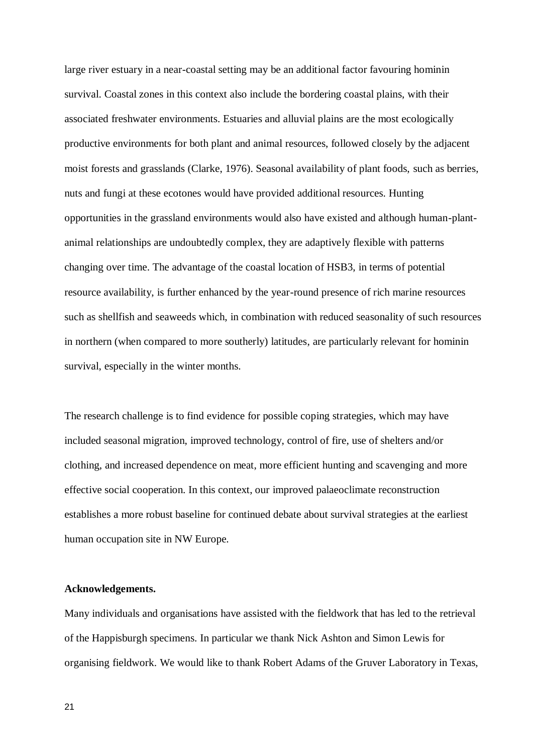large river estuary in a near-coastal setting may be an additional factor favouring hominin survival. Coastal zones in this context also include the bordering coastal plains, with their associated freshwater environments. Estuaries and alluvial plains are the most ecologically productive environments for both plant and animal resources, followed closely by the adjacent moist forests and grasslands (Clarke, 1976). Seasonal availability of plant foods, such as berries, nuts and fungi at these ecotones would have provided additional resources. Hunting opportunities in the grassland environments would also have existed and although human-plant-animal relationships are undoubtedly complex, they are adaptively flexible with patterns changing over time. The advantage of the coastal location of HSB3, in terms of potential resource availability, is further enhanced by the year-round presence of rich marine resources such as shellfish and seaweeds which, in combination with reduced seasonality of such resources in northern (when compared to more southerly) latitudes, are particularly relevant for hominin survival, especially in the winter months.

The research challenge is to find evidence for possible coping strategies, which may have included seasonal migration, improved technology, control of fire, use of shelters and/or clothing, and increased dependence on meat, more efficient hunting and scavenging and more effective social cooperation. In this context, our improved palaeoclimate reconstruction establishes a more robust baseline for continued debate about survival strategies at the earliest human occupation site in NW Europe.

**Acknowledgements.**

Many individuals and organisations have assisted with the fieldwork that has led to the retrieval of the Happisburgh specimens. In particular we thank Nick Ashton and Simon Lewis for organising fieldwork. We would like to thank Robert Adams of the Gruver Laboratory in Texas,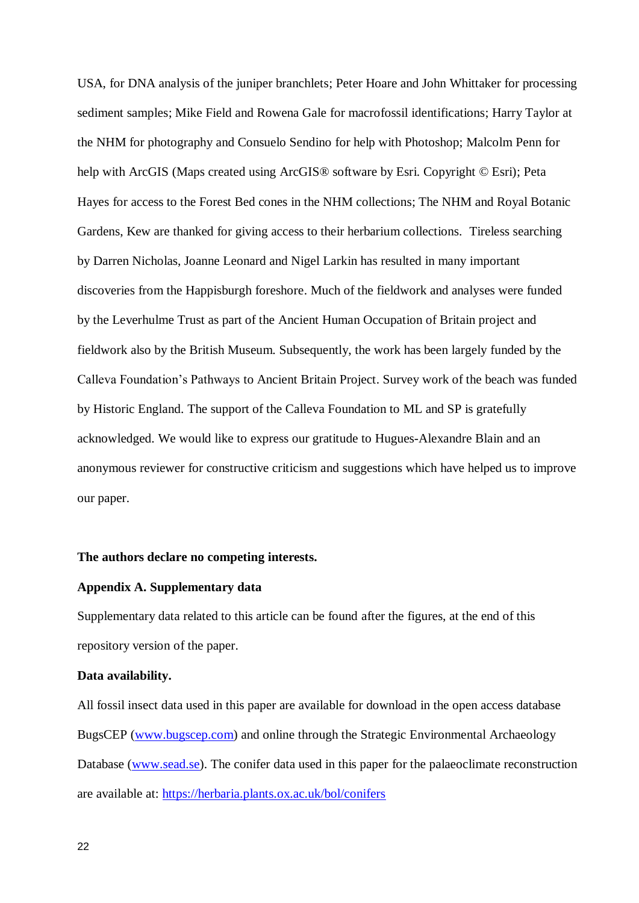USA, for DNA analysis of the juniper branchlets; Peter Hoare and John Whittaker for processing sediment samples; Mike Field and Rowena Gale for macrofossil identifications; Harry Taylor at the NHM for photography and Consuelo Sendino for help with Photoshop; Malcolm Penn for help with ArcGIS (Maps created using ArcGIS® software by Esri. Copyright © Esri); Peta Hayes for access to the Forest Bed cones in the NHM collections; The NHM and Royal Botanic Gardens, Kew are thanked for giving access to their herbarium collections. Tireless searching by Darren Nicholas, Joanne Leonard and Nigel Larkin has resulted in many important discoveries from the Happisburgh foreshore. Much of the fieldwork and analyses were funded by the Leverhulme Trust as part of the Ancient Human Occupation of Britain project and fieldwork also by the British Museum. Subsequently, the work has been largely funded by the Calleva Foundation's Pathways to Ancient Britain Project. Survey work of the beach was funded by Historic England. The support of the Calleva Foundation to ML and SP is gratefully acknowledged. We would like to express our gratitude to Hugues-Alexandre Blain and an anonymous reviewer for constructive criticism and suggestions which have helped us to improve our paper.

**The authors declare no competing interests.**

**Appendix A. Supplementary data**

Supplementary data related to this article can be found after the figures, at the end of this repository version of the paper.

**Data availability.**

All fossil insect data used in this paper are available for download in the open access database BugsCEP ([www.bugscep.com](http://www.bugscep.com)) and online through the Strategic Environmental Archaeology Database ([www.sead.se](http://www.sead.se)). The conifer data used in this paper for the palaeoclimate reconstruction are available at: [https://herbaria.plants.ox.ac.uk/bol/conifers](https://herbaria.plants.ox.ac.uk/bol/conifers)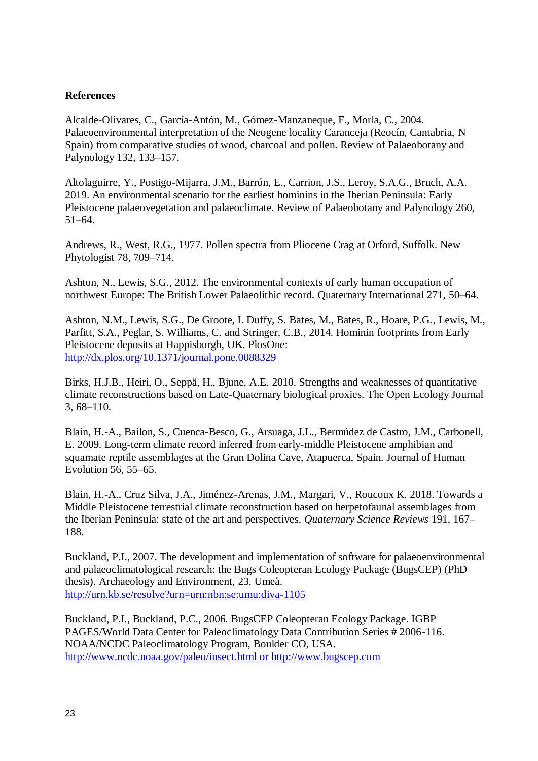**References**

Alcalde-Olivares, C., García-Antón, M., Gómez-Manzaneque, F., Morla, C., 2004. Palaeoenvironmental interpretation of the Neogene locality Caranceja (Reocín, Cantabria, N Spain) from comparative studies of wood, charcoal and pollen. Review of Palaeobotany and Palynology 132, 133–157.

Altolaguirre, Y., Postigo-Mijarra, J.M., Barrón, E., Carrion, J.S., Leroy, S.A.G., Bruch, A.A. 2019. An environmental scenario for the earliest hominins in the Iberian Peninsula: Early Pleistocene palaeovegetation and palaeoclimate. Review of Palaeobotany and Palynology 260, 51–64.

Andrews, R., West, R.G., 1977. Pollen spectra from Pliocene Crag at Orford, Suffolk. New Phytologist 78, 709–714.

Ashton, N., Lewis, S.G., 2012. The environmental contexts of early human occupation of northwest Europe: The British Lower Palaeolithic record. Quaternary International 271, 50–64.

Ashton, N.M., Lewis, S.G., De Groote, I. Duffy, S. Bates, M., Bates, R., Hoare, P.G., Lewis, M., Parfitt, S.A., Peglar, S. Williams, C. and Stringer, C.B., 2014. Hominin footprints from Early Pleistocene deposits at Happisburgh, UK. PlosOne: http://dx.plos.org/10.1371/journal.pone.0088329

Birks, H.J.B., Heiri, O., Seppä, H., Bjune, A.E. 2010. Strengths and weaknesses of quantitative climate reconstructions based on Late-Quaternary biological proxies. The Open Ecology Journal 3, 68–110.

Blain, H.-A., Bailon, S., Cuenca-Besco, G., Arsuaga, J.L., Bermúdez de Castro, J.M., Carbonell, E. 2009. Long-term climate record inferred from early-middle Pleistocene amphibian and squamate reptile assemblages at the Gran Dolina Cave, Atapuerca, Spain. Journal of Human Evolution 56, 55–65.

Blain, H.-A., Cruz Silva, J.A., Jiménez-Arenas, J.M., Margari, V., Roucoux K. 2018. Towards a Middle Pleistocene terrestrial climate reconstruction based on herpetofaunal assemblages from the Iberian Peninsula: state of the art and perspectives. *Quaternary Science Reviews* 191, 167–188.

Buckland, P.I., 2007. The development and implementation of software for palaeoenvironmental and palaeoclimatological research: the Bugs Coleopteran Ecology Package (BugsCEP) (PhD thesis). Archaeology and Environment, 23. Umeå. http://urn.kb.se/resolve?urn=urn:nbn:se:umu:diva-1105

Buckland, P.I., Buckland, P.C., 2006. BugsCEP Coleopteran Ecology Package. IGBP PAGES/World Data Center for Paleoclimatology Data Contribution Series # 2006-116. NOAA/NCDC Paleoclimatology Program, Boulder CO, USA. http://www.ncdc.noaa.gov/paleo/insect.html or http://www.bugscep.com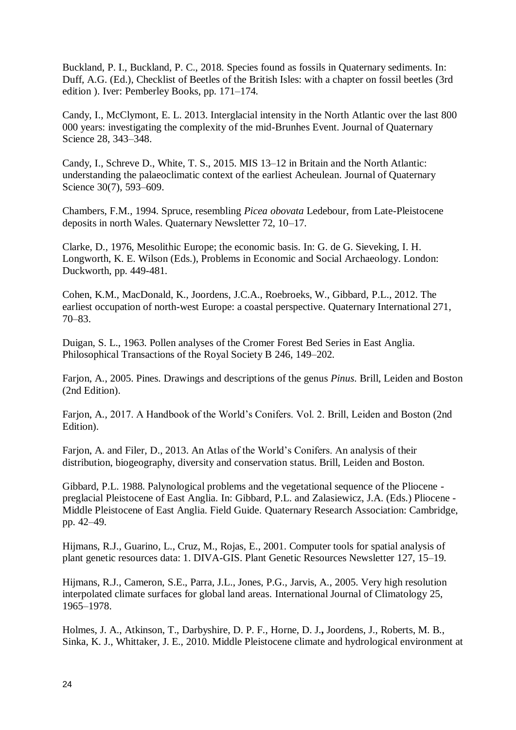Buckland, P. I., Buckland, P. C., 2018. Species found as fossils in Quaternary sediments. In: Duff, A.G. (Ed.), Checklist of Beetles of the British Isles: with a chapter on fossil beetles (3rd edition ). Iver: Pemberley Books, pp. 171–174.

Candy, I., McClymont, E. L. 2013. Interglacial intensity in the North Atlantic over the last 800 000 years: investigating the complexity of the mid-Brunhes Event. Journal of Quaternary Science 28, 343–348.

Candy, I., Schreve D., White, T. S., 2015. MIS 13–12 in Britain and the North Atlantic: understanding the palaeoclimatic context of the earliest Acheulean. Journal of Quaternary Science 30(7), 593–609.

Chambers, F.M., 1994. Spruce, resembling *Picea obovata* Ledebour, from Late-Pleistocene deposits in north Wales. Quaternary Newsletter 72, 10–17.

Clarke, D., 1976, Mesolithic Europe; the economic basis. In: G. de G. Sieveking, I. H. Longworth, K. E. Wilson (Eds.), Problems in Economic and Social Archaeology. London: Duckworth, pp. 449-481.

Cohen, K.M., MacDonald, K., Joordens, J.C.A., Roebroeks, W., Gibbard, P.L., 2012. The earliest occupation of north-west Europe: a coastal perspective. Quaternary International 271, 70–83.

Duigan, S. L., 1963. Pollen analyses of the Cromer Forest Bed Series in East Anglia. Philosophical Transactions of the Royal Society B 246, 149–202.

Farjon, A., 2005. Pines. Drawings and descriptions of the genus *Pinus*. Brill, Leiden and Boston (2nd Edition).

Farjon, A., 2017. A Handbook of the World's Conifers. Vol. 2. Brill, Leiden and Boston (2nd Edition).

Farjon, A. and Filer, D., 2013. An Atlas of the World's Conifers. An analysis of their distribution, biogeography, diversity and conservation status. Brill, Leiden and Boston.

Gibbard, P.L. 1988. Palynological problems and the vegetational sequence of the Pliocene - preglacial Pleistocene of East Anglia. In: Gibbard, P.L. and Zalasiewicz, J.A. (Eds.) Pliocene - Middle Pleistocene of East Anglia. Field Guide. Quaternary Research Association: Cambridge, pp. 42–49.

Hijmans, R.J., Guarino, L., Cruz, M., Rojas, E., 2001. Computer tools for spatial analysis of plant genetic resources data: 1. DIVA-GIS. Plant Genetic Resources Newsletter 127, 15–19.

Hijmans, R.J., Cameron, S.E., Parra, J.L., Jones, P.G., Jarvis, A., 2005. Very high resolution interpolated climate surfaces for global land areas. International Journal of Climatology 25, 1965–1978.

Holmes, J. A., Atkinson, T., Darbyshire, D. P. F., Horne, D. J., Joordens, J., Roberts, M. B., Sinka, K. J., Whittaker, J. E., 2010. Middle Pleistocene climate and hydrological environment at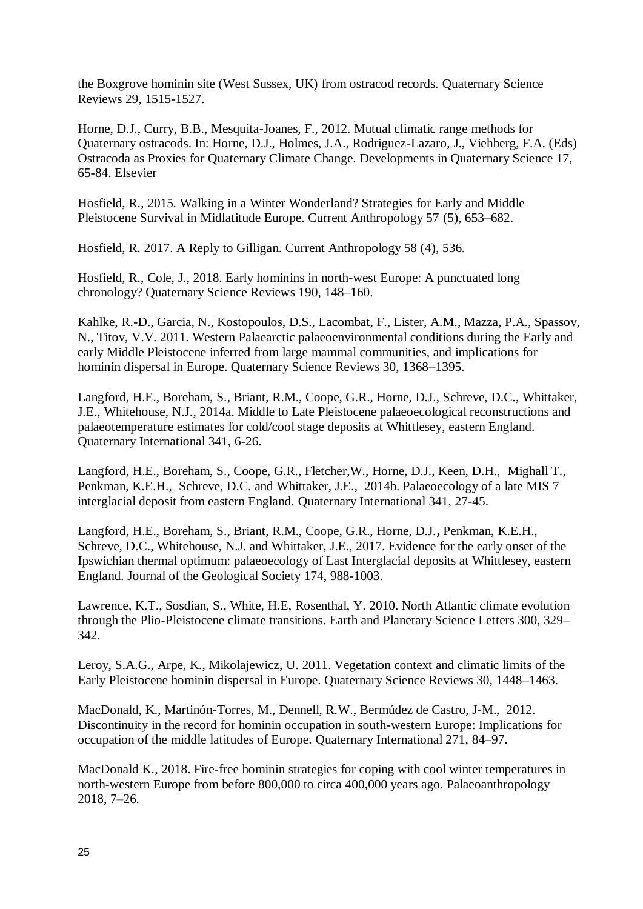the Boxgrove hominin site (West Sussex, UK) from ostracod records. Quaternary Science Reviews 29, 1515-1527.

Horne, D.J., Curry, B.B., Mesquita-Joanes, F., 2012. Mutual climatic range methods for Quaternary ostracods. In: Horne, D.J., Holmes, J.A., Rodriguez-Lazaro, J., Viehberg, F.A. (Eds) Ostracoda as Proxies for Quaternary Climate Change. Developments in Quaternary Science 17, 65-84. Elsevier

Hosfield, R., 2015. Walking in a Winter Wonderland? Strategies for Early and Middle Pleistocene Survival in Midlatitude Europe. Current Anthropology 57 (5), 653–682.

Hosfield, R. 2017. A Reply to Gilligan. Current Anthropology 58 (4), 536.

Hosfield, R., Cole, J., 2018. Early hominins in north-west Europe: A punctuated long chronology? Quaternary Science Reviews 190, 148–160.

Kahlke, R.-D., Garcia, N., Kostopoulos, D.S., Lacombat, F., Lister, A.M., Mazza, P.A., Spassov, N., Titov, V.V. 2011. Western Palaearctic palaeoenvironmental conditions during the Early and early Middle Pleistocene inferred from large mammal communities, and implications for hominin dispersal in Europe. Quaternary Science Reviews 30, 1368–1395.

Langford, H.E., Boreham, S., Briant, R.M., Coope, G.R., Horne, D.J., Schreve, D.C., Whittaker, J.E., Whitehouse, N.J., 2014a. Middle to Late Pleistocene palaeoecological reconstructions and palaeotemperature estimates for cold/cool stage deposits at Whittlesey, eastern England. Quaternary International 341, 6-26.

Langford, H.E., Boreham, S., Coope, G.R., Fletcher,W., Horne, D.J., Keen, D.H., Mighall T., Penkman, K.E.H., Schreve, D.C. and Whittaker, J.E., 2014b. Palaeoecology of a late MIS 7 interglacial deposit from eastern England. Quaternary International 341, 27-45.

Langford, H.E., Boreham, S., Briant, R.M., Coope, G.R., Horne, D.J.**,** Penkman, K.E.H., Schreve, D.C., Whitehouse, N.J. and Whittaker, J.E., 2017. Evidence for the early onset of the Ipswichian thermal optimum: palaeoecology of Last Interglacial deposits at Whittlesey, eastern England. Journal of the Geological Society 174, 988-1003.

Lawrence, K.T., Sosdian, S., White, H.E, Rosenthal, Y. 2010. North Atlantic climate evolution through the Plio-Pleistocene climate transitions. Earth and Planetary Science Letters 300, 329–342.

Leroy, S.A.G., Arpe, K., Mikolajewicz, U. 2011. Vegetation context and climatic limits of the Early Pleistocene hominin dispersal in Europe. Quaternary Science Reviews 30, 1448–1463.

MacDonald, K., Martinón-Torres, M., Dennell, R.W., Bermúdez de Castro, J-M., 2012. Discontinuity in the record for hominin occupation in south-western Europe: Implications for occupation of the middle latitudes of Europe. Quaternary International 271, 84–97.

MacDonald K., 2018. Fire-free hominin strategies for coping with cool winter temperatures in north-western Europe from before 800,000 to circa 400,000 years ago. Palaeoanthropology 2018, 7–26.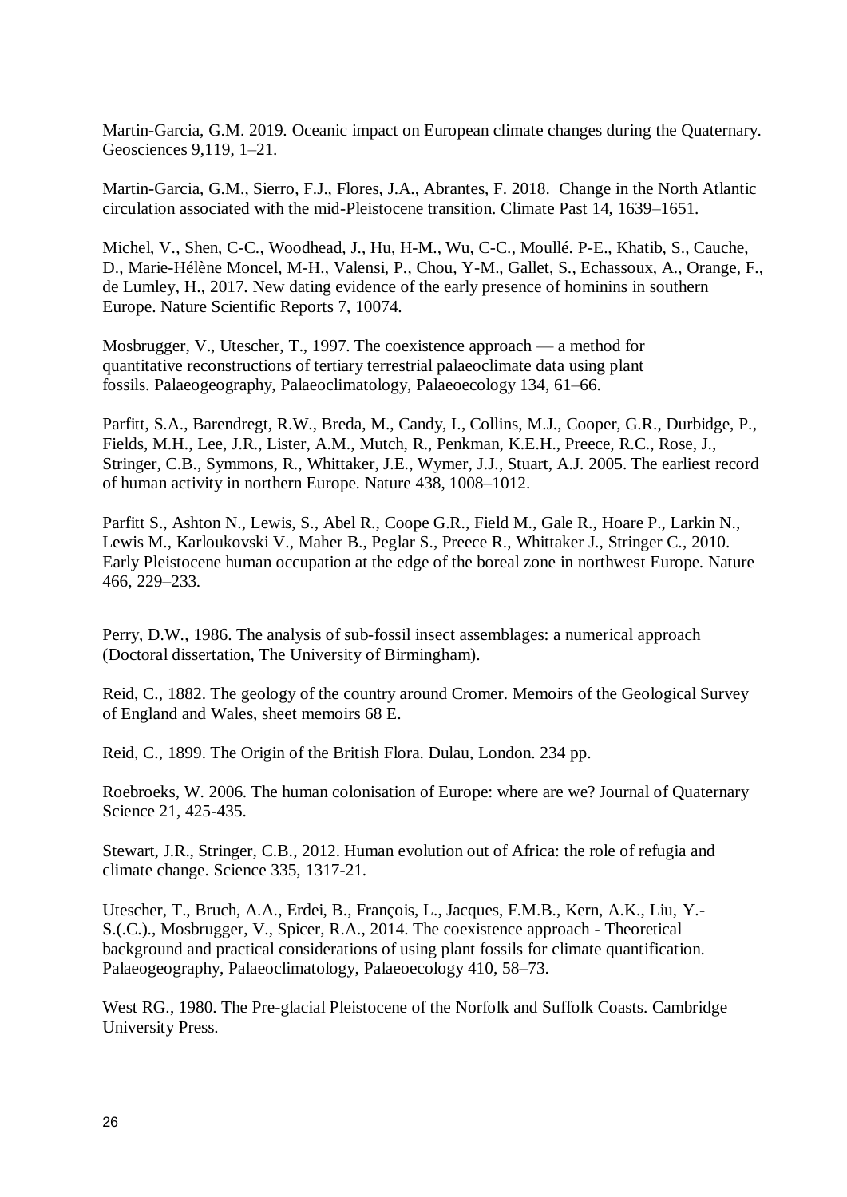Martin-Garcia, G.M. 2019. Oceanic impact on European climate changes during the Quaternary. Geosciences 9,119, 1–21.

Martin-Garcia, G.M., Sierro, F.J., Flores, J.A., Abrantes, F. 2018. Change in the North Atlantic circulation associated with the mid-Pleistocene transition. Climate Past 14, 1639–1651.

Michel, V., Shen, C-C., Woodhead, J., Hu, H-M., Wu, C-C., Moullé. P-E., Khatib, S., Cauche, D., Marie-Hélène Moncel, M-H., Valensi, P., Chou, Y-M., Gallet, S., Echassoux, A., Orange, F., de Lumley, H., 2017. New dating evidence of the early presence of hominins in southern Europe. Nature Scientific Reports 7, 10074.

Mosbrugger, V., Utescher, T., 1997. The coexistence approach — a method for quantitative reconstructions of tertiary terrestrial palaeoclimate data using plant fossils. Palaeogeography, Palaeoclimatology, Palaeoecology 134, 61–66.

Parfitt, S.A., Barendregt, R.W., Breda, M., Candy, I., Collins, M.J., Cooper, G.R., Durbidge, P., Fields, M.H., Lee, J.R., Lister, A.M., Mutch, R., Penkman, K.E.H., Preece, R.C., Rose, J., Stringer, C.B., Symmons, R., Whittaker, J.E., Wymer, J.J., Stuart, A.J. 2005. The earliest record of human activity in northern Europe. Nature 438, 1008–1012.

Parfitt S., Ashton N., Lewis, S., Abel R., Coope G.R., Field M., Gale R., Hoare P., Larkin N., Lewis M., Karloukovski V., Maher B., Peglar S., Preece R., Whittaker J., Stringer C., 2010. Early Pleistocene human occupation at the edge of the boreal zone in northwest Europe. Nature 466, 229–233.

Perry, D.W., 1986. The analysis of sub-fossil insect assemblages: a numerical approach (Doctoral dissertation, The University of Birmingham).

Reid, C., 1882. The geology of the country around Cromer. Memoirs of the Geological Survey of England and Wales, sheet memoirs 68 E.

Reid, C., 1899. The Origin of the British Flora. Dulau, London. 234 pp.

Roebroeks, W. 2006. The human colonisation of Europe: where are we? Journal of Quaternary Science 21, 425-435.

Stewart, J.R., Stringer, C.B., 2012. Human evolution out of Africa: the role of refugia and climate change. Science 335, 1317-21.

Utescher, T., Bruch, A.A., Erdei, B., François, L., Jacques, F.M.B., Kern, A.K., Liu, Y.-S.(C.)., Mosbrugger, V., Spicer, R.A., 2014. The coexistence approach - Theoretical background and practical considerations of using plant fossils for climate quantification. Palaeogeography, Palaeoclimatology, Palaeoecology 410, 58–73.

West RG., 1980. The Pre-glacial Pleistocene of the Norfolk and Suffolk Coasts. Cambridge University Press.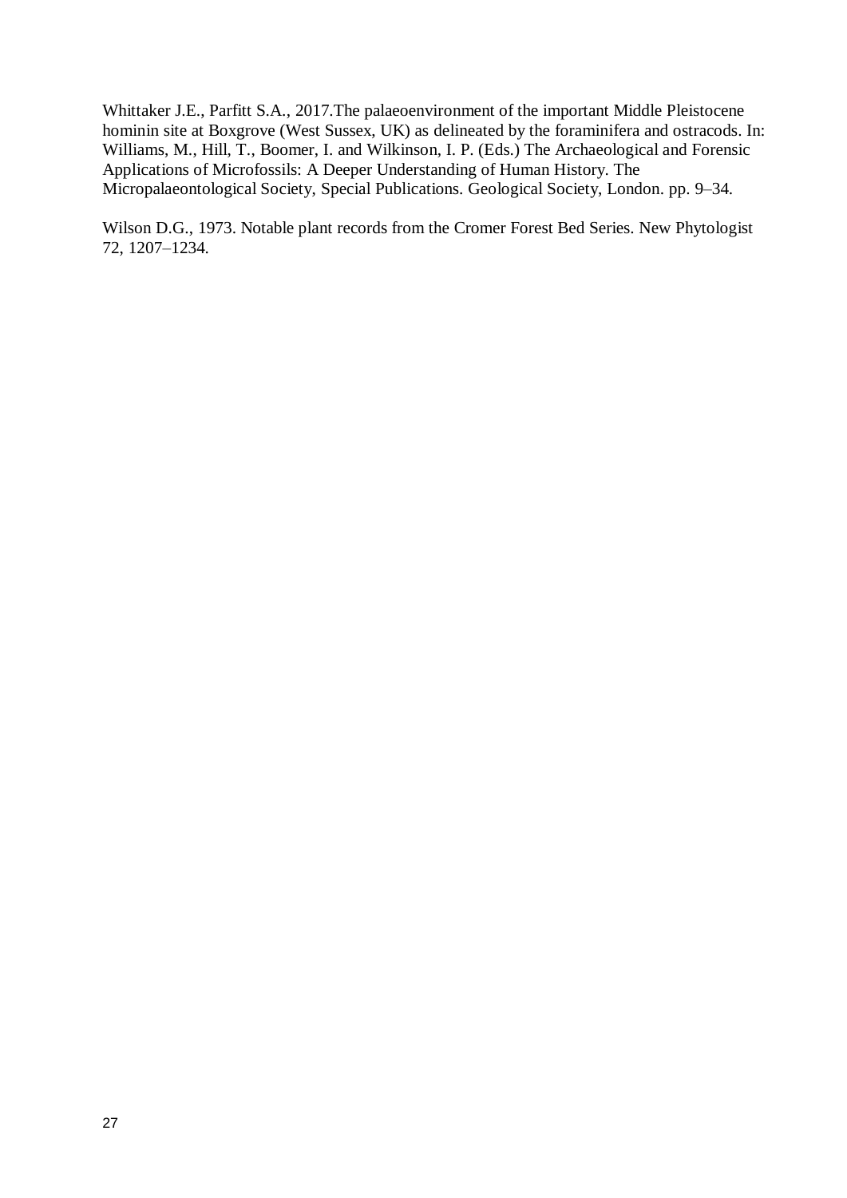Whittaker J.E., Parfitt S.A., 2017.The palaeoenvironment of the important Middle Pleistocene hominin site at Boxgrove (West Sussex, UK) as delineated by the foraminifera and ostracods. In: Williams, M., Hill, T., Boomer, I. and Wilkinson, I. P. (Eds.) The Archaeological and Forensic Applications of Microfossils: A Deeper Understanding of Human History. The Micropalaeontological Society, Special Publications. Geological Society, London. pp. 9–34.

Wilson D.G., 1973. Notable plant records from the Cromer Forest Bed Series. New Phytologist 72, 1207–1234.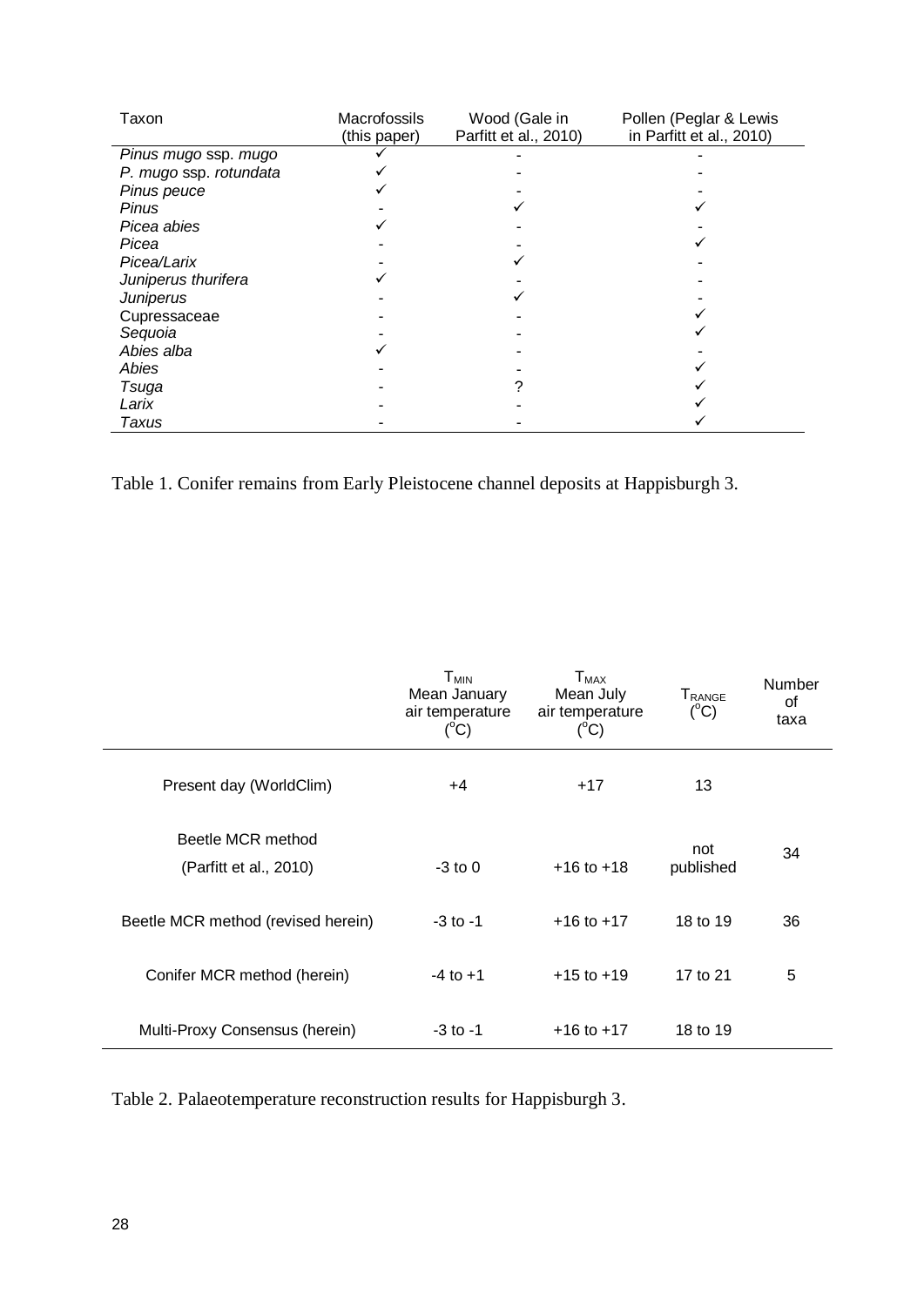| Taxon | Macrofossils (this paper) | Wood (Gale in Parfitt et al., 2010) | Pollen (Peglar & Lewis in Parfitt et al., 2010) |
|---|---|---|---|
| *Pinus mugo* ssp. *mugo* | ✓ | - | - |
| *P. mugo* ssp. *rotundata* | ✓ | - | - |
| *Pinus peuce* | ✓ | - | - |
| *Pinus* | - | ✓ | ✓ |
| *Picea abies* | ✓ | - | - |
| *Picea* | - | - | ✓ |
| *Picea/Larix* | - | ✓ | - |
| *Juniperus thurifera* | ✓ | - | - |
| *Juniperus* | - | ✓ | - |
| Cupressaceae | - | - | ✓ |
| *Sequoia* | - | - | ✓ |
| *Abies alba* | ✓ | - | - |
| *Abies* | - | - | ✓ |
| *Tsuga* | - | ? | ✓ |
| *Larix* | - | - | ✓ |
| *Taxus* | - | - | ✓ |

Table 1. Conifer remains from Early Pleistocene channel deposits at Happisburgh 3.

| | $T_{MIN}$ Mean January air temperature (°C) | $T_{MAX}$ Mean July air temperature (°C) | $T_{RANGE}$ (°C) | Number of taxa |
|---|---|---|---|---|
| Present day (WorldClim) | +4 | +17 | 13 | |
| Beetle MCR method (Parfitt et al., 2010) | -3 to 0 | +16 to +18 | not published | 34 |
| Beetle MCR method (revised herein) | -3 to -1 | +16 to +17 | 18 to 19 | 36 |
| Conifer MCR method (herein) | -4 to +1 | +15 to +19 | 17 to 21 | 5 |
| Multi-Proxy Consensus (herein) | -3 to -1 | +16 to +17 | 18 to 19 | |

Table 2. Palaeotemperature reconstruction results for Happisburgh 3.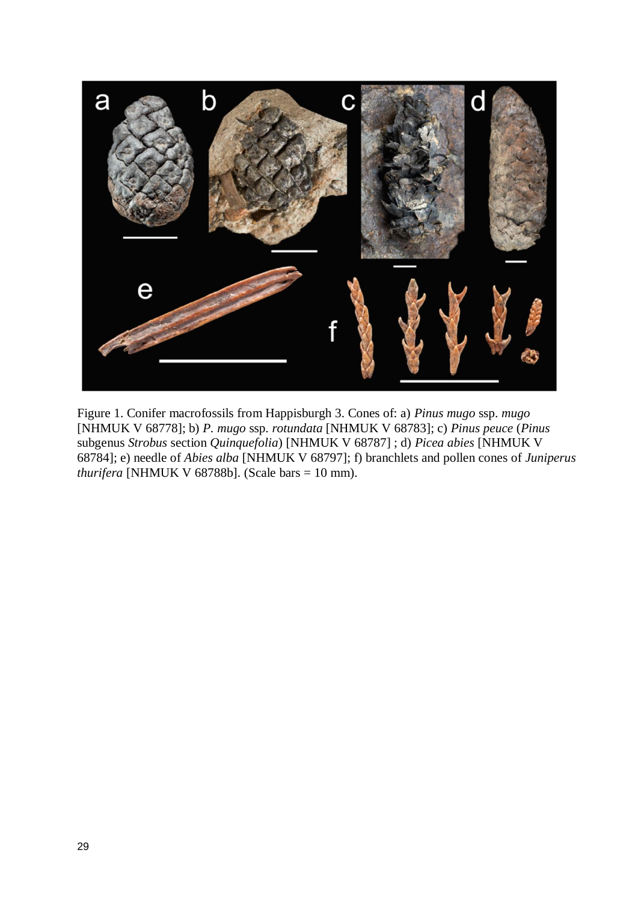Figure 1. Conifer macrofossils from Happisburgh 3. Cones of: a) *Pinus mugo* ssp. *mugo* [NHMUK V 68778]; b) *P. mugo* ssp. *rotundata* [NHMUK V 68783]; c) *Pinus peuce* (*Pinus* subgenus *Strobus* section *Quinquefolia*) [NHMUK V 68787] ; d) *Picea abies* [NHMUK V 68784]; e) needle of *Abies alba* [NHMUK V 68797]; f) branchlets and pollen cones of *Juniperus thurifera* [NHMUK V 68788b]. (Scale bars = 10 mm).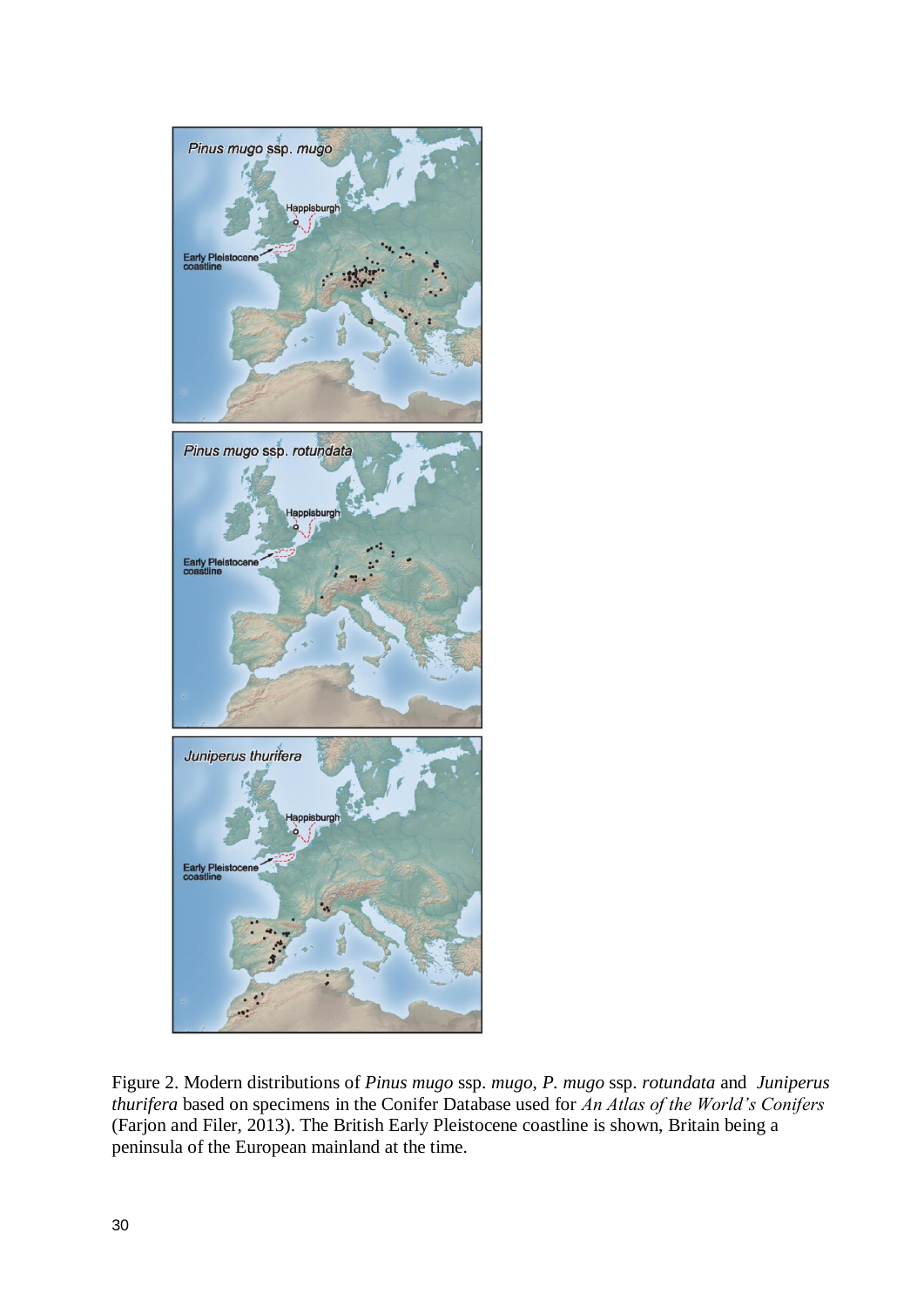Figure 2. Modern distributions of *Pinus mugo* ssp. *mugo*, *P. mugo* ssp. *rotundata* and *Juniperus thurifera* based on specimens in the Conifer Database used for *An Atlas of the World's Conifers* (Farjon and Filer, 2013). The British Early Pleistocene coastline is shown, Britain being a peninsula of the European mainland at the time.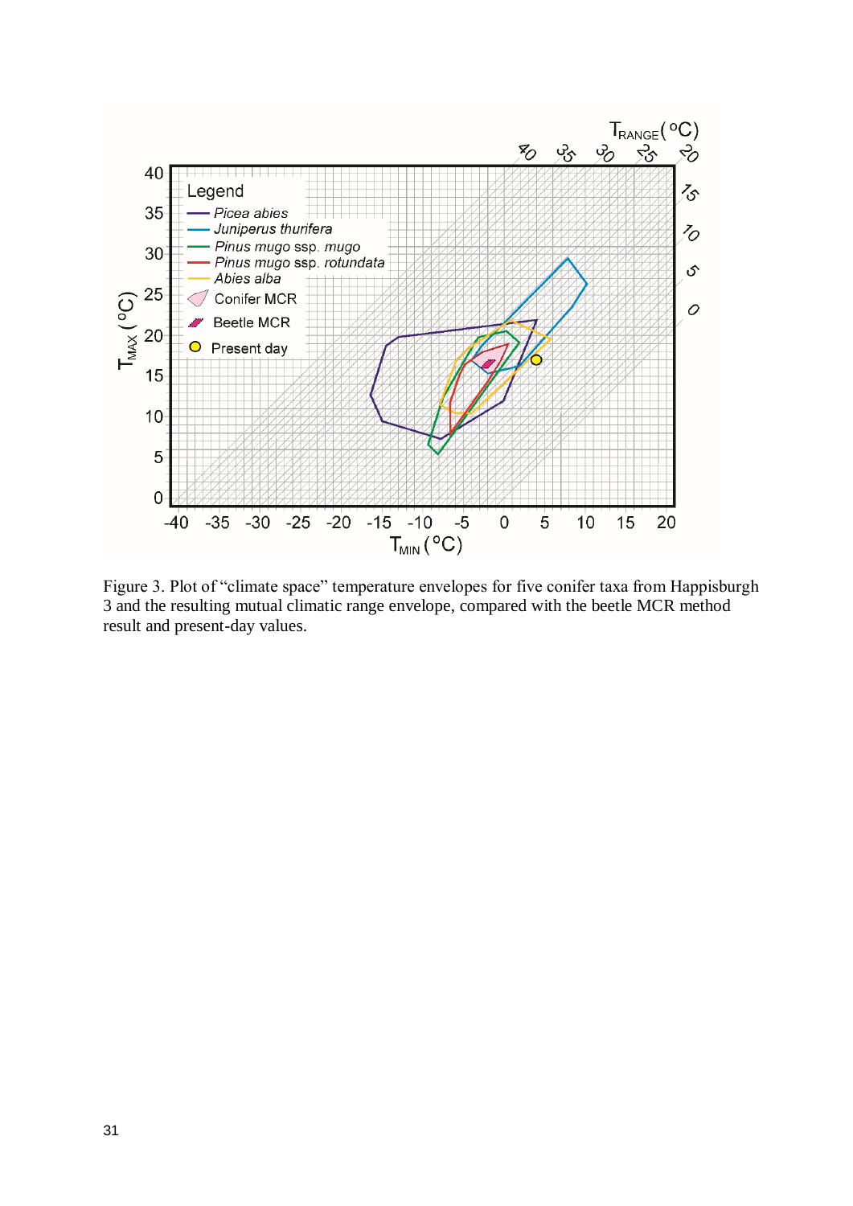Figure 3. Plot of “climate space” temperature envelopes for five conifer taxa from Happisburgh 3 and the resulting mutual climatic range envelope, compared with the beetle MCR method result and present-day values.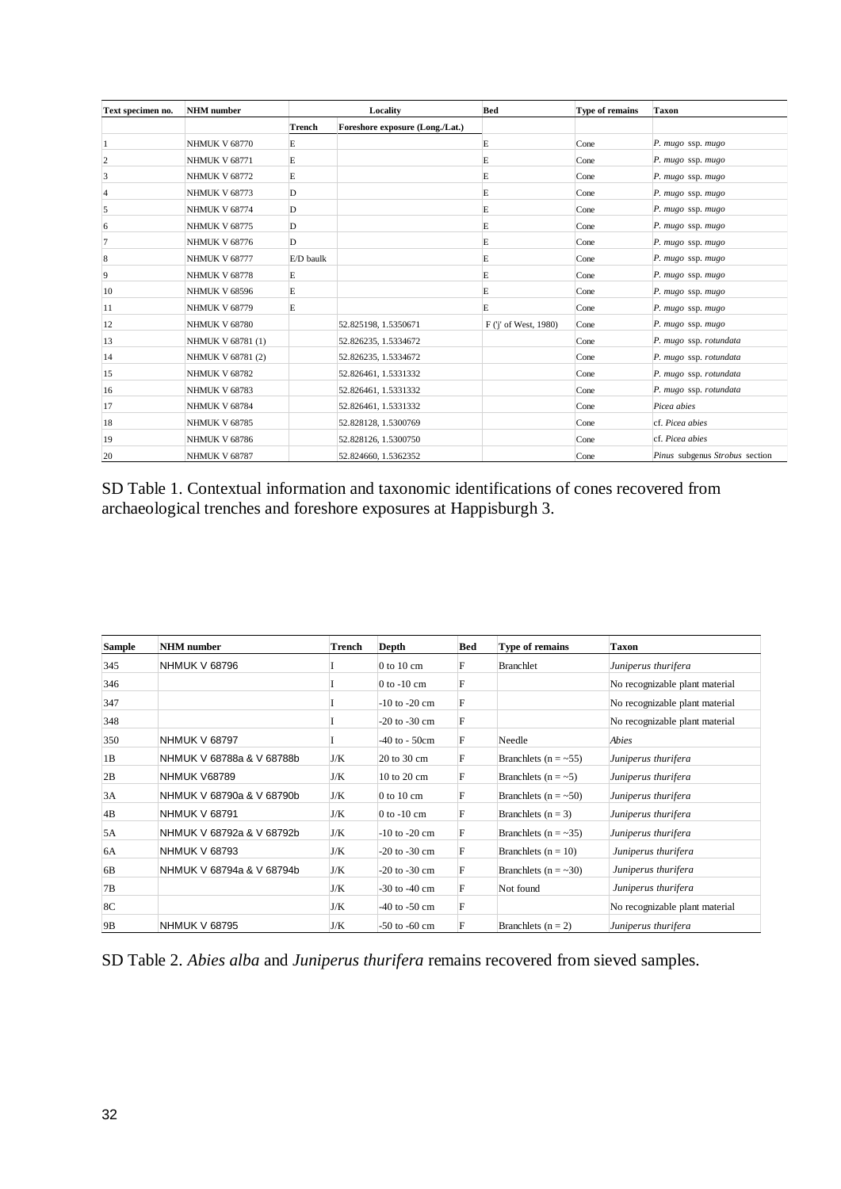| Text specimen no. | NHM number | Locality | | Bed | Type of remains | Taxon |
|---|---|---|---|---|---|---|
| | | Trench | Foreshore exposure (Long./Lat.) | | | |
| 1 | NHMUK V 68770 | E | | E | Cone | *P. mugo* ssp. *mugo* |
| 2 | NHMUK V 68771 | E | | E | Cone | *P. mugo* ssp. *mugo* |
| 3 | NHMUK V 68772 | E | | E | Cone | *P. mugo* ssp. *mugo* |
| 4 | NHMUK V 68773 | D | | E | Cone | *P. mugo* ssp. *mugo* |
| 5 | NHMUK V 68774 | D | | E | Cone | *P. mugo* ssp. *mugo* |
| 6 | NHMUK V 68775 | D | | E | Cone | *P. mugo* ssp. *mugo* |
| 7 | NHMUK V 68776 | D | | E | Cone | *P. mugo* ssp. *mugo* |
| 8 | NHMUK V 68777 | E/D baulk | | E | Cone | *P. mugo* ssp. *mugo* |
| 9 | NHMUK V 68778 | E | | E | Cone | *P. mugo* ssp. *mugo* |
| 10 | NHMUK V 68596 | E | | E | Cone | *P. mugo* ssp. *mugo* |
| 11 | NHMUK V 68779 | E | | E | Cone | *P. mugo* ssp. *mugo* |
| 12 | NHMUK V 68780 | | 52.825198, 1.5350671 | F ('j' of West, 1980) | Cone | *P. mugo* ssp. *mugo* |
| 13 | NHMUK V 68781 (1) | | 52.826235, 1.5334672 | | Cone | *P. mugo* ssp. *rotundata* |
| 14 | NHMUK V 68781 (2) | | 52.826235, 1.5334672 | | Cone | *P. mugo* ssp. *rotundata* |
| 15 | NHMUK V 68782 | | 52.826461, 1.5331332 | | Cone | *P. mugo* ssp. *rotundata* |
| 16 | NHMUK V 68783 | | 52.826461, 1.5331332 | | Cone | *P. mugo* ssp. *rotundata* |
| 17 | NHMUK V 68784 | | 52.826461, 1.5331332 | | Cone | *Picea abies* |
| 18 | NHMUK V 68785 | | 52.828128, 1.5300769 | | Cone | cf. *Picea abies* |
| 19 | NHMUK V 68786 | | 52.828126, 1.5300750 | | Cone | cf. *Picea abies* |
| 20 | NHMUK V 68787 | | 52.824660, 1.5362352 | | Cone | *Pinus* subgenus *Strobus* section |

SD Table 1. Contextual information and taxonomic identifications of cones recovered from archaeological trenches and foreshore exposures at Happisburgh 3.

| Sample | NHM number | Trench | Depth | Bed | Type of remains | Taxon |
|---|---|---|---|---|---|---|
| 345 | NHMUK V 68796 | I | 0 to 10 cm | F | Branchlet | *Juniperus thurifera* |
| 346 | | I | 0 to -10 cm | F | | No recognizable plant material |
| 347 | | I | -10 to -20 cm | F | | No recognizable plant material |
| 348 | | I | -20 to -30 cm | F | | No recognizable plant material |
| 350 | NHMUK V 68797 | I | -40 to - 50cm | F | Needle | *Abies* |
| 1B | NHMUK V 68788a & V 68788b | J/K | 20 to 30 cm | F | Branchlets (n = ~55) | *Juniperus thurifera* |
| 2B | NHMUK V68789 | J/K | 10 to 20 cm | F | Branchlets (n = ~5) | *Juniperus thurifera* |
| 3A | NHMUK V 68790a & V 68790b | J/K | 0 to 10 cm | F | Branchlets (n = ~50) | *Juniperus thurifera* |
| 4B | NHMUK V 68791 | J/K | 0 to -10 cm | F | Branchlets (n = 3) | *Juniperus thurifera* |
| 5A | NHMUK V 68792a & V 68792b | J/K | -10 to -20 cm | F | Branchlets (n = ~35) | *Juniperus thurifera* |
| 6A | NHMUK V 68793 | J/K | -20 to -30 cm | F | Branchlets (n = 10) | *Juniperus thurifera* |
| 6B | NHMUK V 68794a & V 68794b | J/K | -20 to -30 cm | F | Branchlets (n = ~30) | *Juniperus thurifera* |
| 7B | | J/K | -30 to -40 cm | F | Not found | *Juniperus thurifera* |
| 8C | | J/K | -40 to -50 cm | F | | No recognizable plant material |
| 9B | NHMUK V 68795 | J/K | -50 to -60 cm | F | Branchlets (n = 2) | *Juniperus thurifera* |

SD Table 2. *Abies alba* and *Juniperus thurifera* remains recovered from sieved samples.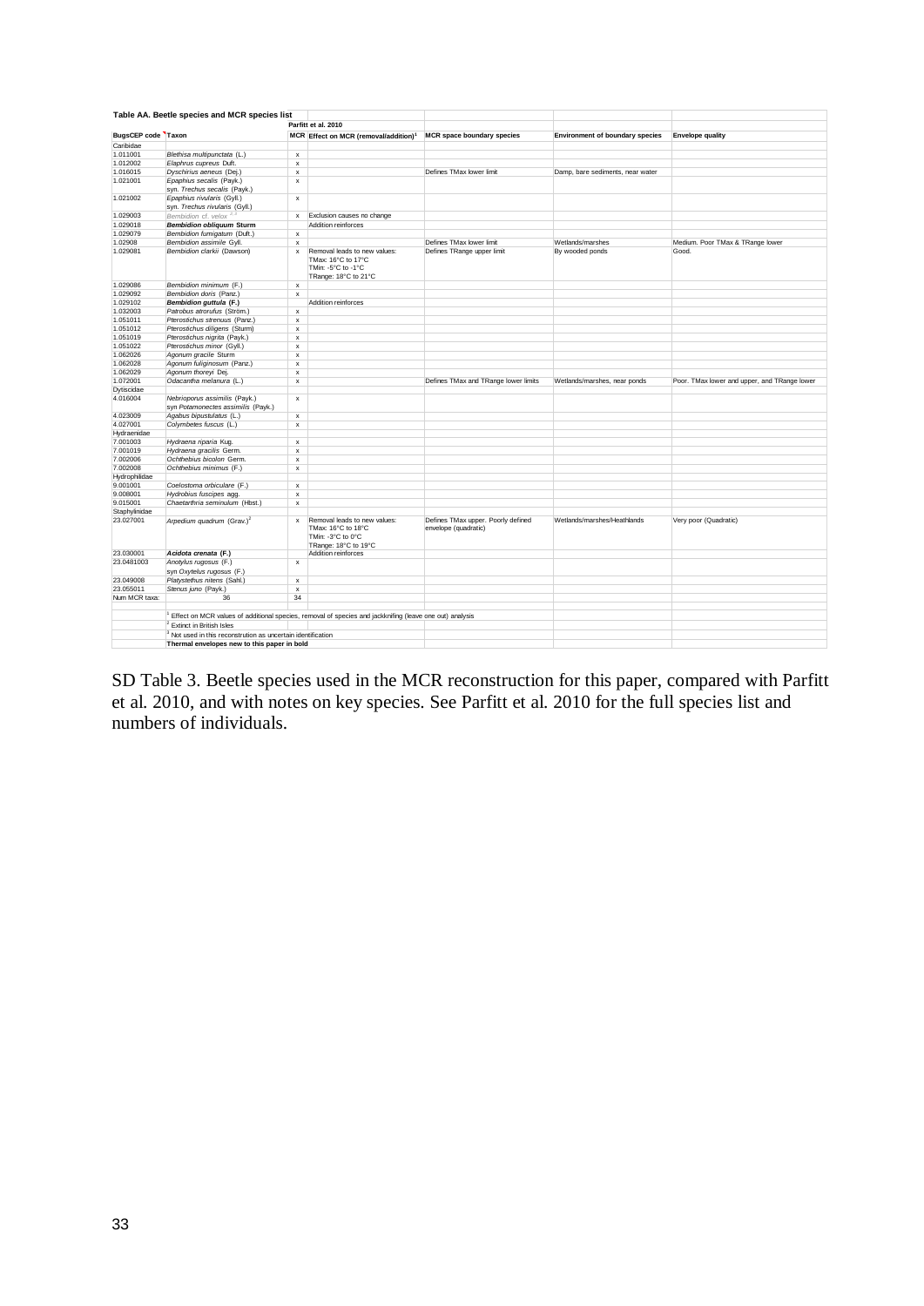**Table AA. Beetle species and MCR species list**

| BugsCEP code | Taxon | Parfitt et al. 2010 MCR | Effect on MCR (removal/addition)[1] | MCR space boundary species | Environment of boundary species | Envelope quality |
|---|---|---|---|---|---|---|
| Carabidae | | | | | | |
| 1.011001 | *Blethisa multipunctata* (L.) | x | | | | |
| 1.012002 | *Elaphrus cupreus* Duft. | x | | | | |
| 1.016015 | *Dyschirius aeneus* (Dej.) | x | | Defines TMax lower limit | Damp, bare sediments, near water | |
| 1.021001 | *Epaphius secalis* (Payk.) syn. *Trechus secalis* (Payk.) | x | | | | |
| 1.021002 | *Epaphius rivularis* (Gyll.) syn. *Trechus rivularis* (Gyll.) | x | | | | |
| 1.029003 | *Bembidion* cf. *velox* [2,3] | x | Exclusion causes no change | | | |
| 1.029018 | ***Bembidion obliquum* Sturm** | | Addition reinforces | | | |
| 1.029079 | *Bembidion fumigatum* (Duft.) | x | | | | |
| 1.02908 | *Bembidion assimile* Gyll. | x | | Defines TMax lower limit | Wetlands/marshes | Medium. Poor TMax & TRange lower |
| 1.029081 | *Bembidion clarkii* (Dawson) | x | Removal leads to new values: TMax: 16°C to 17°C TMin: -5°C to -1°C TRange: 18°C to 21°C | Defines TRange upper limit | By wooded ponds | Good. |
| 1.029086 | *Bembidion minimum* (F.) | x | | | | |
| 1.029092 | *Bembidion doris* (Panz.) | x | | | | |
| 1.029102 | ***Bembidion guttula* (F.)** | | Addition reinforces | | | |
| 1.032003 | *Patrobus atrorufus* (Ström.) | x | | | | |
| 1.051011 | *Pterostichus strenuus* (Panz.) | x | | | | |
| 1.051012 | *Pterostichus diligens* (Sturm) | x | | | | |
| 1.051019 | *Pterostichus nigrita* (Payk.) | x | | | | |
| 1.051022 | *Pterostichus minor* (Gyll.) | x | | | | |
| 1.062026 | *Agonum gracile* Sturm | x | | | | |
| 1.062028 | *Agonum fuliginosum* (Panz.) | x | | | | |
| 1.062029 | *Agonum thoreyi* Dej. | x | | | | |
| 1.072001 | *Odacantha melanura* (L.) | x | | Defines TMax and TRange lower limits | Wetlands/marshes, near ponds | Poor. TMax lower and upper, and TRange lower |
| Dytiscidae | | | | | | |
| 4.016004 | *Nebrioporus assimilis* (Payk.) syn *Potamonectes assimilis* (Payk.) | x | | | | |
| 4.023009 | *Agabus bipustulatus* (L.) | x | | | | |
| 4.027001 | *Colymbetes fuscus* (L.) | x | | | | |
| Hydraenidae | | | | | | |
| 7.001003 | *Hydraena riparia* Kug. | x | | | | |
| 7.001019 | *Hydraena gracilis* Germ. | x | | | | |
| 7.002006 | *Ochthebius bicolon* Germ. | x | | | | |
| 7.002008 | *Ochthebius minimus* (F.) | x | | | | |
| Hydrophilidae | | | | | | |
| 9.001001 | *Coelostoma orbiculare* (F.) | x | | | | |
| 9.008001 | *Hydrobius fuscipes* agg. | x | | | | |
| 9.015001 | *Chaetarthria seminulum* (Hbst.) | x | | | | |
| Staphylinidae | | | | | | |
| 23.027001 | *Arpedium quadrum* (Grav.)[2] | x | Removal leads to new values: TMax: 16°C to 18°C TMin: -3°C to 0°C TRange: 18°C to 19°C | Defines TMax upper. Poorly defined envelope (quadratic) | Wetlands/marshes/Heathlands | Very poor (Quadratic) |
| 23.030001 | ***Acidota crenata* (F.)** | | Addition reinforces | | | |
| 23.0481003 | *Anotylus rugosus* (F.) syn *Oxytelus rugosus* (F.) | x | | | | |
| 23.049008 | *Platystethus nitens* (Sahl.) | x | | | | |
| 23.055011 | *Stenus juno* (Payk.) | x | | | | |
| Num MCR taxa: | 36 | 34 | | | | |

[1] Effect on MCR values of additional species, removal of species and jackknifing (leave one out) analysis

[2] Extinct in British Isles

[3] Not used in this reconstrution as uncertain identification

**Thermal envelopes new to this paper in bold**

SD Table 3. Beetle species used in the MCR reconstruction for this paper, compared with Parfitt et al. 2010, and with notes on key species. See Parfitt et al. 2010 for the full species list and numbers of individuals.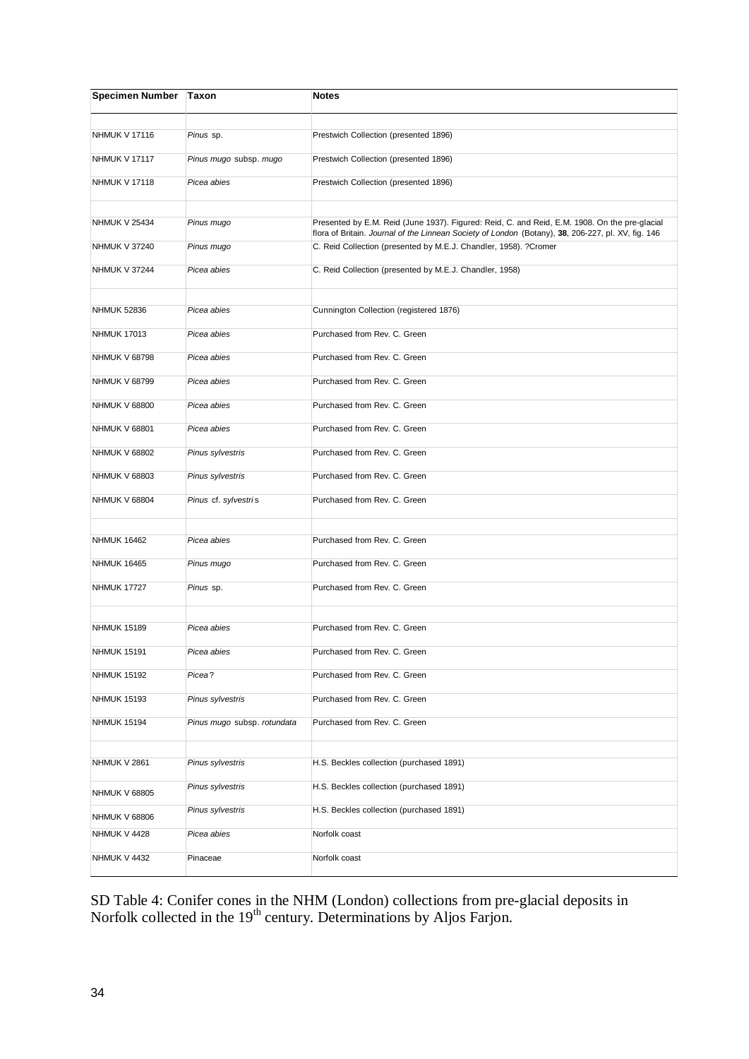| Specimen Number | Taxon | Notes |
|---|---|---|
| | | |
| NHMUK V 17116 | *Pinus* sp. | Prestwich Collection (presented 1896) |
| NHMUK V 17117 | *Pinus mugo* subsp. *mugo* | Prestwich Collection (presented 1896) |
| NHMUK V 17118 | *Picea abies* | Prestwich Collection (presented 1896) |
| | | |
| NHMUK V 25434 | *Pinus mugo* | Presented by E.M. Reid (June 1937). Figured: Reid, C. and Reid, E.M. 1908. On the pre-glacial flora of Britain. *Journal of the Linnean Society of London* (Botany), **38**, 206-227, pl. XV, fig. 146 |
| NHMUK V 37240 | *Pinus mugo* | C. Reid Collection (presented by M.E.J. Chandler, 1958). ?Cromer |
| NHMUK V 37244 | *Picea abies* | C. Reid Collection (presented by M.E.J. Chandler, 1958) |
| | | |
| NHMUK 52836 | *Picea abies* | Cunnington Collection (registered 1876) |
| NHMUK 17013 | *Picea abies* | Purchased from Rev. C. Green |
| NHMUK V 68798 | *Picea abies* | Purchased from Rev. C. Green |
| NHMUK V 68799 | *Picea abies* | Purchased from Rev. C. Green |
| NHMUK V 68800 | *Picea abies* | Purchased from Rev. C. Green |
| NHMUK V 68801 | *Picea abies* | Purchased from Rev. C. Green |
| NHMUK V 68802 | *Pinus sylvestris* | Purchased from Rev. C. Green |
| NHMUK V 68803 | *Pinus sylvestris* | Purchased from Rev. C. Green |
| NHMUK V 68804 | *Pinus* cf. *sylvestris* | Purchased from Rev. C. Green |
| | | |
| NHMUK 16462 | *Picea abies* | Purchased from Rev. C. Green |
| NHMUK 16465 | *Pinus mugo* | Purchased from Rev. C. Green |
| NHMUK 17727 | *Pinus* sp. | Purchased from Rev. C. Green |
| | | |
| NHMUK 15189 | *Picea abies* | Purchased from Rev. C. Green |
| NHMUK 15191 | *Picea abies* | Purchased from Rev. C. Green |
| NHMUK 15192 | *Picea*? | Purchased from Rev. C. Green |
| NHMUK 15193 | *Pinus sylvestris* | Purchased from Rev. C. Green |
| NHMUK 15194 | *Pinus mugo* subsp. *rotundata* | Purchased from Rev. C. Green |
| | | |
| NHMUK V 2861 | *Pinus sylvestris* | H.S. Beckles collection (purchased 1891) |
| NHMUK V 68805 | *Pinus sylvestris* | H.S. Beckles collection (purchased 1891) |
| NHMUK V 68806 | *Pinus sylvestris* | H.S. Beckles collection (purchased 1891) |
| NHMUK V 4428 | *Picea abies* | Norfolk coast |
| NHMUK V 4432 | Pinaceae | Norfolk coast |

SD Table 4: Conifer cones in the NHM (London) collections from pre-glacial deposits in Norfolk collected in the 19th century. Determinations by Aljos Farjon.